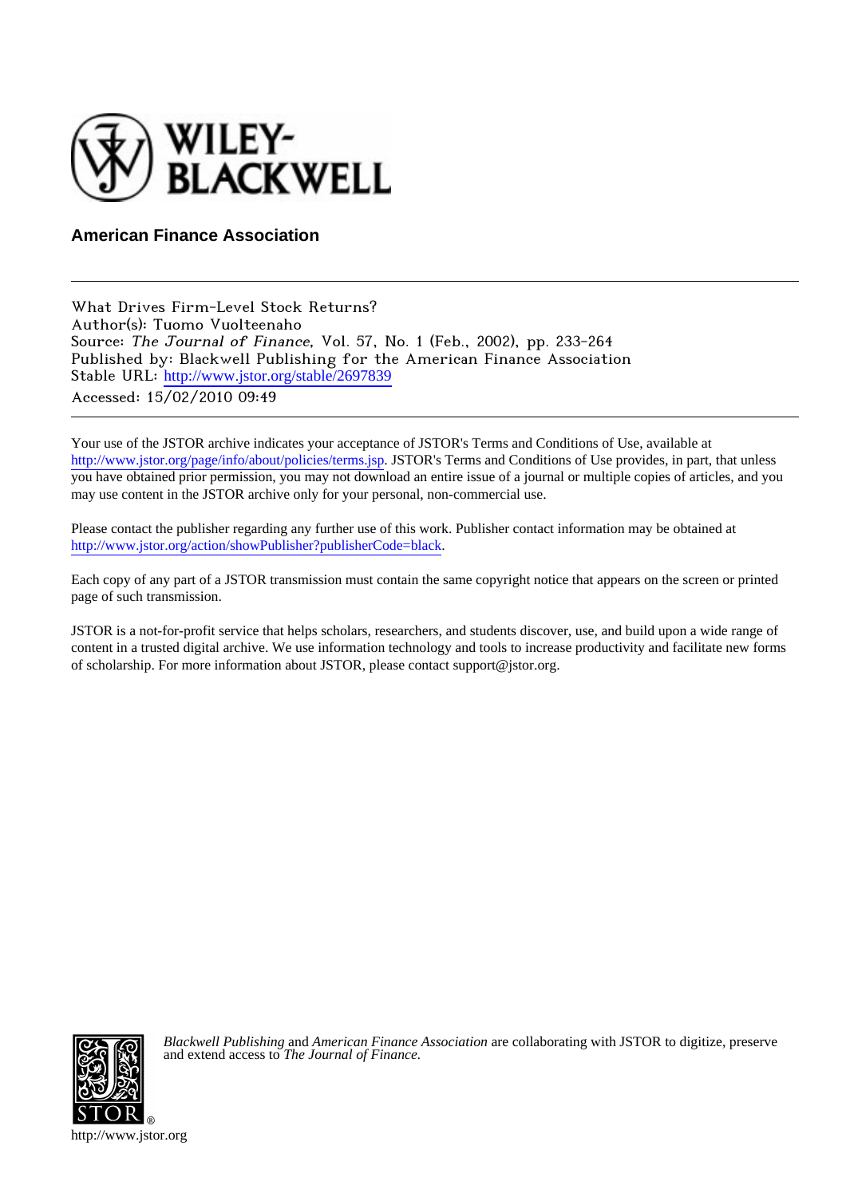**Wiley-Blackwell**

**American Finance Association**

---

What Drives Firm-Level Stock Returns?
Author(s): Tuomo Vuolteenaho
Source: *The Journal of Finance*, Vol. 57, No. 1 (Feb., 2002), pp. 233-264
Published by: Blackwell Publishing for the American Finance Association
Stable URL: http://www.jstor.org/stable/2697839
Accessed: 15/02/2010 09:49

---

Your use of the JSTOR archive indicates your acceptance of JSTOR's Terms and Conditions of Use, available at http://www.jstor.org/page/info/about/policies/terms.jsp. JSTOR's Terms and Conditions of Use provides, in part, that unless you have obtained prior permission, you may not download an entire issue of a journal or multiple copies of articles, and you may use content in the JSTOR archive only for your personal, non-commercial use.

Please contact the publisher regarding any further use of this work. Publisher contact information may be obtained at http://www.jstor.org/action/showPublisher?publisherCode=black.

Each copy of any part of a JSTOR transmission must contain the same copyright notice that appears on the screen or printed page of such transmission.

JSTOR is a not-for-profit service that helps scholars, researchers, and students discover, use, and build upon a wide range of content in a trusted digital archive. We use information technology and tools to increase productivity and facilitate new forms of scholarship. For more information about JSTOR, please contact support@jstor.org.

*Blackwell Publishing* and *American Finance Association* are collaborating with JSTOR to digitize, preserve and extend access to *The Journal of Finance.*

http://www.jstor.org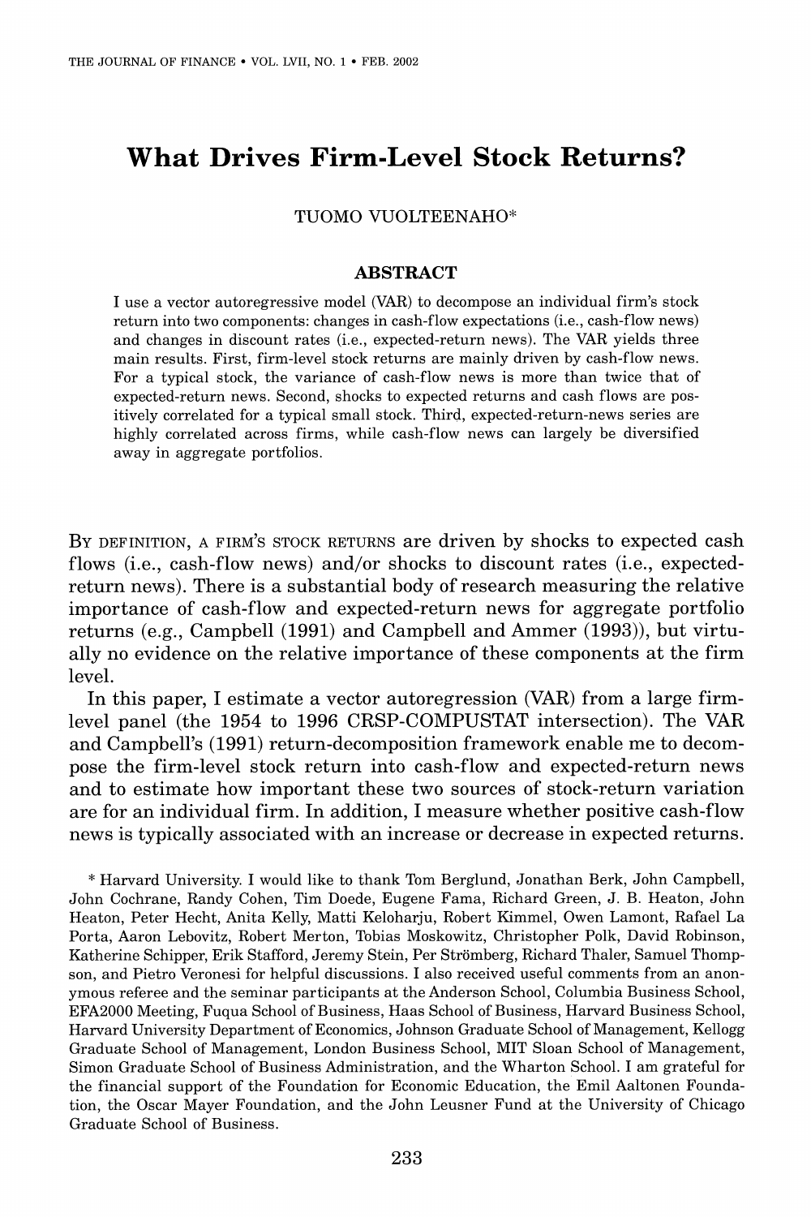# What Drives Firm-Level Stock Returns?

TUOMO VUOLTEENAHO*

## ABSTRACT

I use a vector autoregressive model (VAR) to decompose an individual firm's stock return into two components: changes in cash-flow expectations (i.e., cash-flow news) and changes in discount rates (i.e., expected-return news). The VAR yields three main results. First, firm-level stock returns are mainly driven by cash-flow news. For a typical stock, the variance of cash-flow news is more than twice that of expected-return news. Second, shocks to expected returns and cash flows are positively correlated for a typical small stock. Third, expected-return-news series are highly correlated across firms, while cash-flow news can largely be diversified away in aggregate portfolios.

BY DEFINITION, A FIRM'S STOCK RETURNS are driven by shocks to expected cash flows (i.e., cash-flow news) and/or shocks to discount rates (i.e., expected-return news). There is a substantial body of research measuring the relative importance of cash-flow and expected-return news for aggregate portfolio returns (e.g., Campbell (1991) and Campbell and Ammer (1993)), but virtually no evidence on the relative importance of these components at the firm level.

In this paper, I estimate a vector autoregression (VAR) from a large firm-level panel (the 1954 to 1996 CRSP-COMPUSTAT intersection). The VAR and Campbell's (1991) return-decomposition framework enable me to decompose the firm-level stock return into cash-flow and expected-return news and to estimate how important these two sources of stock-return variation are for an individual firm. In addition, I measure whether positive cash-flow news is typically associated with an increase or decrease in expected returns.

\* Harvard University. I would like to thank Tom Berglund, Jonathan Berk, John Campbell, John Cochrane, Randy Cohen, Tim Doede, Eugene Fama, Richard Green, J. B. Heaton, John Heaton, Peter Hecht, Anita Kelly, Matti Keloharju, Robert Kimmel, Owen Lamont, Rafael La Porta, Aaron Lebovitz, Robert Merton, Tobias Moskowitz, Christopher Polk, David Robinson, Katherine Schipper, Erik Stafford, Jeremy Stein, Per Strömberg, Richard Thaler, Samuel Thompson, and Pietro Veronesi for helpful discussions. I also received useful comments from an anonymous referee and the seminar participants at the Anderson School, Columbia Business School, EFA2000 Meeting, Fuqua School of Business, Haas School of Business, Harvard Business School, Harvard University Department of Economics, Johnson Graduate School of Management, Kellogg Graduate School of Management, London Business School, MIT Sloan School of Management, Simon Graduate School of Business Administration, and the Wharton School. I am grateful for the financial support of the Foundation for Economic Education, the Emil Aaltonen Foundation, the Oscar Mayer Foundation, and the John Leusner Fund at the University of Chicago Graduate School of Business.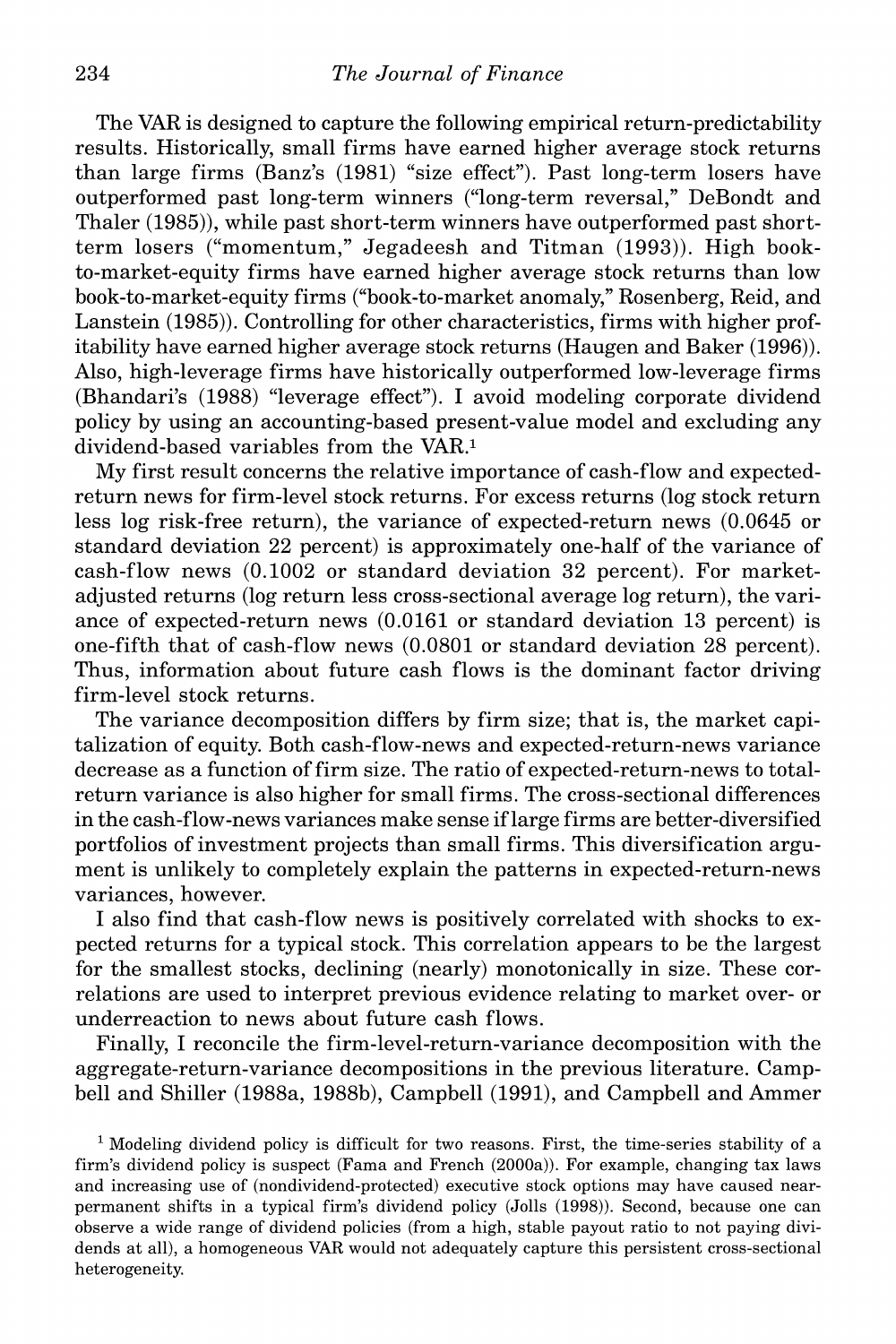The VAR is designed to capture the following empirical return-predictability results. Historically, small firms have earned higher average stock returns than large firms (Banz's (1981) "size effect"). Past long-term losers have outperformed past long-term winners ("long-term reversal," DeBondt and Thaler (1985)), while past short-term winners have outperformed past short-term losers ("momentum," Jegadeesh and Titman (1993)). High book-to-market-equity firms have earned higher average stock returns than low book-to-market-equity firms ("book-to-market anomaly," Rosenberg, Reid, and Lanstein (1985)). Controlling for other characteristics, firms with higher profitability have earned higher average stock returns (Haugen and Baker (1996)). Also, high-leverage firms have historically outperformed low-leverage firms (Bhandari's (1988) "leverage effect"). I avoid modeling corporate dividend policy by using an accounting-based present-value model and excluding any dividend-based variables from the VAR.[1]

My first result concerns the relative importance of cash-flow and expected-return news for firm-level stock returns. For excess returns (log stock return less log risk-free return), the variance of expected-return news (0.0645 or standard deviation 22 percent) is approximately one-half of the variance of cash-flow news (0.1002 or standard deviation 32 percent). For market-adjusted returns (log return less cross-sectional average log return), the variance of expected-return news (0.0161 or standard deviation 13 percent) is one-fifth that of cash-flow news (0.0801 or standard deviation 28 percent). Thus, information about future cash flows is the dominant factor driving firm-level stock returns.

The variance decomposition differs by firm size; that is, the market capitalization of equity. Both cash-flow-news and expected-return-news variance decrease as a function of firm size. The ratio of expected-return-news to total-return variance is also higher for small firms. The cross-sectional differences in the cash-flow-news variances make sense if large firms are better-diversified portfolios of investment projects than small firms. This diversification argument is unlikely to completely explain the patterns in expected-return-news variances, however.

I also find that cash-flow news is positively correlated with shocks to expected returns for a typical stock. This correlation appears to be the largest for the smallest stocks, declining (nearly) monotonically in size. These correlations are used to interpret previous evidence relating to market over- or underreaction to news about future cash flows.

Finally, I reconcile the firm-level-return-variance decomposition with the aggregate-return-variance decompositions in the previous literature. Campbell and Shiller (1988a, 1988b), Campbell (1991), and Campbell and Ammer

[1] Modeling dividend policy is difficult for two reasons. First, the time-series stability of a firm's dividend policy is suspect (Fama and French (2000a)). For example, changing tax laws and increasing use of (nondividend-protected) executive stock options may have caused near-permanent shifts in a typical firm's dividend policy (Jolls (1998)). Second, because one can observe a wide range of dividend policies (from a high, stable payout ratio to not paying dividends at all), a homogeneous VAR would not adequately capture this persistent cross-sectional heterogeneity.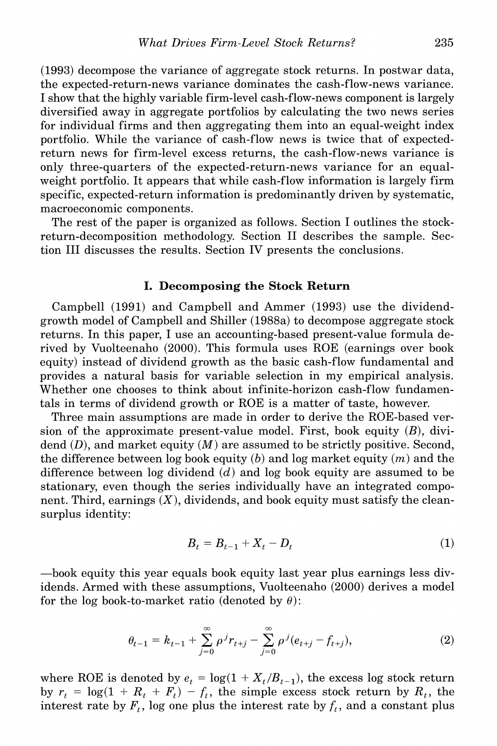(1993) decompose the variance of aggregate stock returns. In postwar data, the expected-return-news variance dominates the cash-flow-news variance. I show that the highly variable firm-level cash-flow-news component is largely diversified away in aggregate portfolios by calculating the two news series for individual firms and then aggregating them into an equal-weight index portfolio. While the variance of cash-flow news is twice that of expected-return news for firm-level excess returns, the cash-flow-news variance is only three-quarters of the expected-return-news variance for an equal-weight portfolio. It appears that while cash-flow information is largely firm specific, expected-return information is predominantly driven by systematic, macroeconomic components.

The rest of the paper is organized as follows. Section I outlines the stock-return-decomposition methodology. Section II describes the sample. Section III discusses the results. Section IV presents the conclusions.

## I. Decomposing the Stock Return

Campbell (1991) and Campbell and Ammer (1993) use the dividend-growth model of Campbell and Shiller (1988a) to decompose aggregate stock returns. In this paper, I use an accounting-based present-value formula derived by Vuolteenaho (2000). This formula uses ROE (earnings over book equity) instead of dividend growth as the basic cash-flow fundamental and provides a natural basis for variable selection in my empirical analysis. Whether one chooses to think about infinite-horizon cash-flow fundamentals in terms of dividend growth or ROE is a matter of taste, however.

Three main assumptions are made in order to derive the ROE-based version of the approximate present-value model. First, book equity ($B$), dividend ($D$), and market equity ($M$) are assumed to be strictly positive. Second, the difference between log book equity ($b$) and log market equity ($m$) and the difference between log dividend ($d$) and log book equity are assumed to be stationary, even though the series individually have an integrated component. Third, earnings ($X$), dividends, and book equity must satisfy the clean-surplus identity:

$$B_t = B_{t-1} + X_t - D_t \tag{1}$$

—book equity this year equals book equity last year plus earnings less dividends. Armed with these assumptions, Vuolteenaho (2000) derives a model for the log book-to-market ratio (denoted by $\theta$):

$$\theta_{t-1} = k_{t-1} + \sum_{j=0}^{\infty} \rho^j r_{t+j} - \sum_{j=0}^{\infty} \rho^j (e_{t+j} - f_{t+j}), \tag{2}$$

where ROE is denoted by $e_t = \log(1 + X_t/B_{t-1})$, the excess log stock return by $r_t = \log(1 + R_t + F_t) - f_t$, the simple excess stock return by $R_t$, the interest rate by $F_t$, log one plus the interest rate by $f_t$, and a constant plus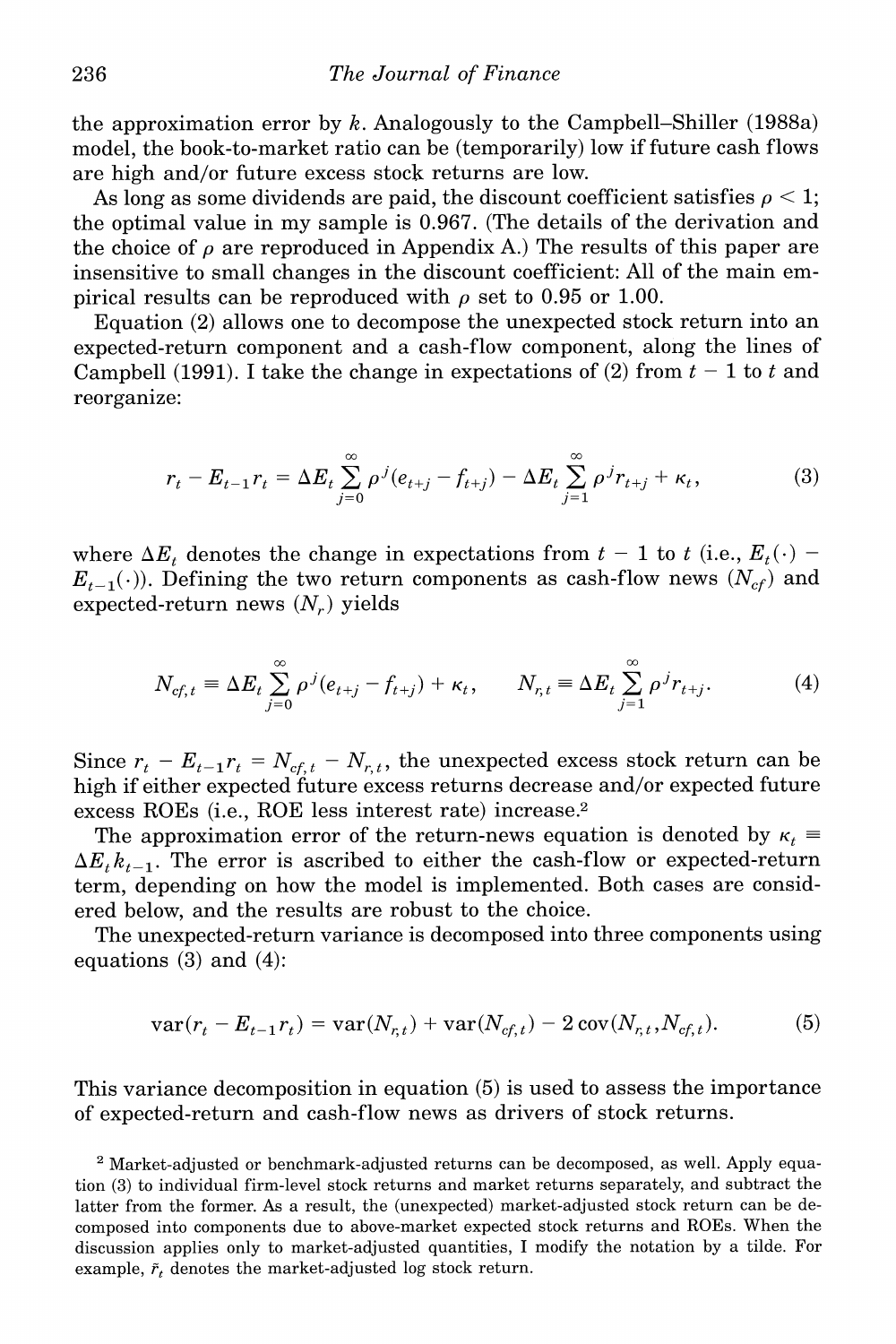the approximation error by $k$. Analogously to the Campbell–Shiller (1988a) model, the book-to-market ratio can be (temporarily) low if future cash flows are high and/or future excess stock returns are low.

As long as some dividends are paid, the discount coefficient satisfies $\rho < 1$; the optimal value in my sample is 0.967. (The details of the derivation and the choice of $\rho$ are reproduced in Appendix A.) The results of this paper are insensitive to small changes in the discount coefficient: All of the main empirical results can be reproduced with $\rho$ set to 0.95 or 1.00.

Equation (2) allows one to decompose the unexpected stock return into an expected-return component and a cash-flow component, along the lines of Campbell (1991). I take the change in expectations of (2) from $t-1$ to $t$ and reorganize:

$$r_t - E_{t-1} r_t = \Delta E_t \sum_{j=0}^{\infty} \rho^j (e_{t+j} - f_{t+j}) - \Delta E_t \sum_{j=1}^{\infty} \rho^j r_{t+j} + \kappa_t, \tag{3}$$

where $\Delta E_t$ denotes the change in expectations from $t-1$ to $t$ (i.e., $E_t(\cdot) - E_{t-1}(\cdot)$). Defining the two return components as cash-flow news ($N_{cf}$) and expected-return news ($N_r$) yields

$$N_{cf,t} \equiv \Delta E_t \sum_{j=0}^{\infty} \rho^j (e_{t+j} - f_{t+j}) + \kappa_t, \qquad N_{r,t} \equiv \Delta E_t \sum_{j=1}^{\infty} \rho^j r_{t+j}. \tag{4}$$

Since $r_t - E_{t-1} r_t = N_{cf,t} - N_{r,t}$, the unexpected excess stock return can be high if either expected future excess returns decrease and/or expected future excess ROEs (i.e., ROE less interest rate) increase.[2]

The approximation error of the return-news equation is denoted by $\kappa_t \equiv \Delta E_t k_{t-1}$. The error is ascribed to either the cash-flow or expected-return term, depending on how the model is implemented. Both cases are considered below, and the results are robust to the choice.

The unexpected-return variance is decomposed into three components using equations (3) and (4):

$$\text{var}(r_t - E_{t-1} r_t) = \text{var}(N_{r,t}) + \text{var}(N_{cf,t}) - 2\,\text{cov}(N_{r,t}, N_{cf,t}). \tag{5}$$

This variance decomposition in equation (5) is used to assess the importance of expected-return and cash-flow news as drivers of stock returns.

[2] Market-adjusted or benchmark-adjusted returns can be decomposed, as well. Apply equation (3) to individual firm-level stock returns and market returns separately, and subtract the latter from the former. As a result, the (unexpected) market-adjusted stock return can be decomposed into components due to above-market expected stock returns and ROEs. When the discussion applies only to market-adjusted quantities, I modify the notation by a tilde. For example, $\tilde{r}_t$ denotes the market-adjusted log stock return.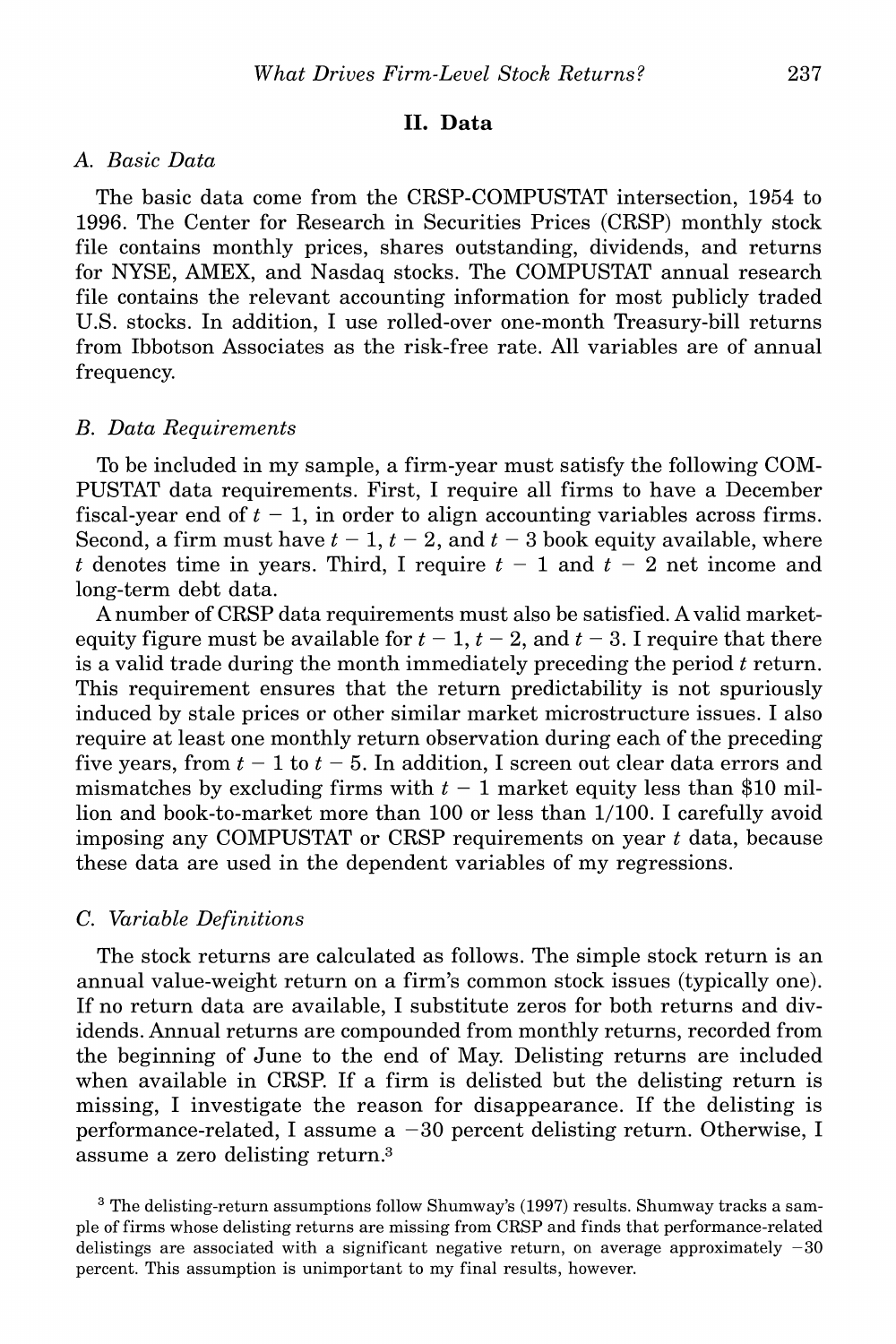## II. Data

### A. Basic Data

The basic data come from the CRSP-COMPUSTAT intersection, 1954 to 1996. The Center for Research in Securities Prices (CRSP) monthly stock file contains monthly prices, shares outstanding, dividends, and returns for NYSE, AMEX, and Nasdaq stocks. The COMPUSTAT annual research file contains the relevant accounting information for most publicly traded U.S. stocks. In addition, I use rolled-over one-month Treasury-bill returns from Ibbotson Associates as the risk-free rate. All variables are of annual frequency.

### B. Data Requirements

To be included in my sample, a firm-year must satisfy the following COMPUSTAT data requirements. First, I require all firms to have a December fiscal-year end of $t - 1$, in order to align accounting variables across firms. Second, a firm must have $t - 1$, $t - 2$, and $t - 3$ book equity available, where $t$ denotes time in years. Third, I require $t - 1$ and $t - 2$ net income and long-term debt data.

A number of CRSP data requirements must also be satisfied. A valid market-equity figure must be available for $t - 1$, $t - 2$, and $t - 3$. I require that there is a valid trade during the month immediately preceding the period $t$ return. This requirement ensures that the return predictability is not spuriously induced by stale prices or other similar market microstructure issues. I also require at least one monthly return observation during each of the preceding five years, from $t - 1$ to $t - 5$. In addition, I screen out clear data errors and mismatches by excluding firms with $t - 1$ market equity less than \$10 million and book-to-market more than 100 or less than 1/100. I carefully avoid imposing any COMPUSTAT or CRSP requirements on year $t$ data, because these data are used in the dependent variables of my regressions.

### C. Variable Definitions

The stock returns are calculated as follows. The simple stock return is an annual value-weight return on a firm's common stock issues (typically one). If no return data are available, I substitute zeros for both returns and dividends. Annual returns are compounded from monthly returns, recorded from the beginning of June to the end of May. Delisting returns are included when available in CRSP. If a firm is delisted but the delisting return is missing, I investigate the reason for disappearance. If the delisting is performance-related, I assume a −30 percent delisting return. Otherwise, I assume a zero delisting return.[3]

[3] The delisting-return assumptions follow Shumway's (1997) results. Shumway tracks a sample of firms whose delisting returns are missing from CRSP and finds that performance-related delistings are associated with a significant negative return, on average approximately −30 percent. This assumption is unimportant to my final results, however.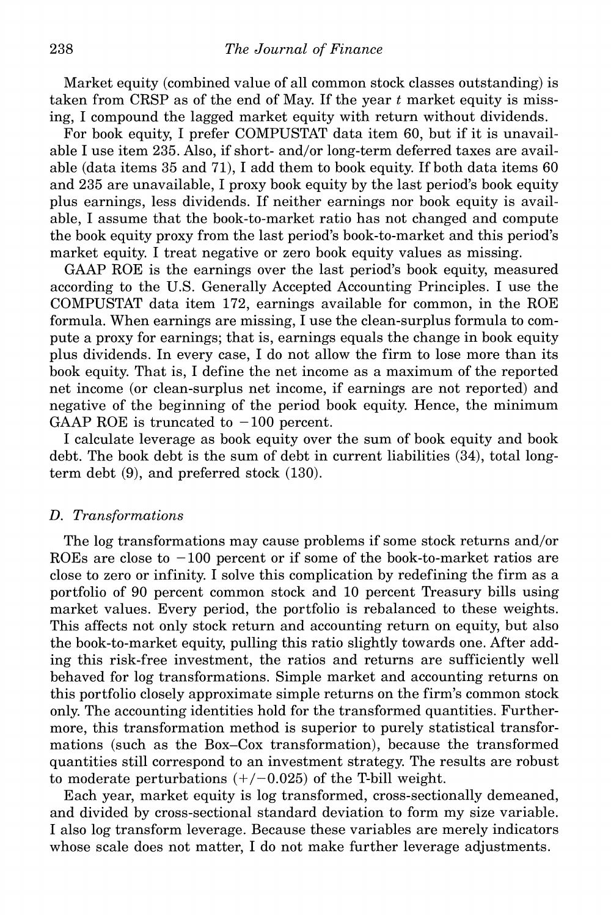Market equity (combined value of all common stock classes outstanding) is taken from CRSP as of the end of May. If the year $t$ market equity is missing, I compound the lagged market equity with return without dividends.

For book equity, I prefer COMPUSTAT data item 60, but if it is unavailable I use item 235. Also, if short- and/or long-term deferred taxes are available (data items 35 and 71), I add them to book equity. If both data items 60 and 235 are unavailable, I proxy book equity by the last period's book equity plus earnings, less dividends. If neither earnings nor book equity is available, I assume that the book-to-market ratio has not changed and compute the book equity proxy from the last period's book-to-market and this period's market equity. I treat negative or zero book equity values as missing.

GAAP ROE is the earnings over the last period's book equity, measured according to the U.S. Generally Accepted Accounting Principles. I use the COMPUSTAT data item 172, earnings available for common, in the ROE formula. When earnings are missing, I use the clean-surplus formula to compute a proxy for earnings; that is, earnings equals the change in book equity plus dividends. In every case, I do not allow the firm to lose more than its book equity. That is, I define the net income as a maximum of the reported net income (or clean-surplus net income, if earnings are not reported) and negative of the beginning of the period book equity. Hence, the minimum GAAP ROE is truncated to $-100$ percent.

I calculate leverage as book equity over the sum of book equity and book debt. The book debt is the sum of debt in current liabilities (34), total long-term debt (9), and preferred stock (130).

### *D. Transformations*

The log transformations may cause problems if some stock returns and/or ROEs are close to $-100$ percent or if some of the book-to-market ratios are close to zero or infinity. I solve this complication by redefining the firm as a portfolio of 90 percent common stock and 10 percent Treasury bills using market values. Every period, the portfolio is rebalanced to these weights. This affects not only stock return and accounting return on equity, but also the book-to-market equity, pulling this ratio slightly towards one. After adding this risk-free investment, the ratios and returns are sufficiently well behaved for log transformations. Simple market and accounting returns on this portfolio closely approximate simple returns on the firm's common stock only. The accounting identities hold for the transformed quantities. Furthermore, this transformation method is superior to purely statistical transformations (such as the Box–Cox transformation), because the transformed quantities still correspond to an investment strategy. The results are robust to moderate perturbations ($+/-0.025$) of the T-bill weight.

Each year, market equity is log transformed, cross-sectionally demeaned, and divided by cross-sectional standard deviation to form my size variable. I also log transform leverage. Because these variables are merely indicators whose scale does not matter, I do not make further leverage adjustments.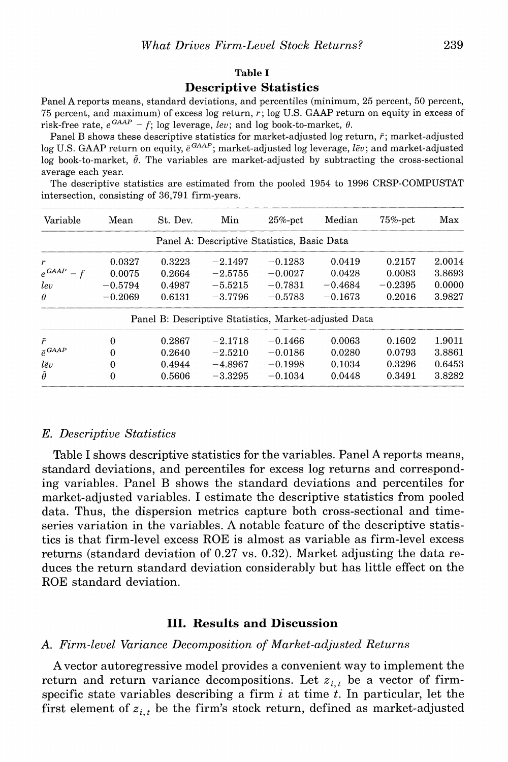**Table I**

**Descriptive Statistics**

Panel A reports means, standard deviations, and percentiles (minimum, 25 percent, 50 percent, 75 percent, and maximum) of excess log return, $r$; log U.S. GAAP return on equity in excess of risk-free rate, $e^{GAAP} - f$; log leverage, $lev$; and log book-to-market, $\theta$.

Panel B shows these descriptive statistics for market-adjusted log return, $\tilde{r}$; market-adjusted log U.S. GAAP return on equity, $\tilde{e}^{GAAP}$; market-adjusted log leverage, $\tilde{lev}$; and market-adjusted log book-to-market, $\tilde{\theta}$. The variables are market-adjusted by subtracting the cross-sectional average each year.

The descriptive statistics are estimated from the pooled 1954 to 1996 CRSP-COMPUSTAT intersection, consisting of 36,791 firm-years.

| Variable | Mean | St. Dev. | Min | 25%-pct | Median | 75%-pct | Max |
|---|---|---|---|---|---|---|---|
| Panel A: Descriptive Statistics, Basic Data | | | | | | | |
| $r$ | 0.0327 | 0.3223 | −2.1497 | −0.1283 | 0.0419 | 0.2157 | 2.0014 |
| $e^{GAAP} - f$ | 0.0075 | 0.2664 | −2.5755 | −0.0027 | 0.0428 | 0.0083 | 3.8693 |
| $lev$ | −0.5794 | 0.4987 | −5.5215 | −0.7831 | −0.4684 | −0.2395 | 0.0000 |
| $\theta$ | −0.2069 | 0.6131 | −3.7796 | −0.5783 | −0.1673 | 0.2016 | 3.9827 |
| Panel B: Descriptive Statistics, Market-adjusted Data | | | | | | | |
| $\tilde{r}$ | 0 | 0.2867 | −2.1718 | −0.1466 | 0.0063 | 0.1602 | 1.9011 |
| $\tilde{e}^{GAAP}$ | 0 | 0.2640 | −2.5210 | −0.0186 | 0.0280 | 0.0793 | 3.8861 |
| $\tilde{lev}$ | 0 | 0.4944 | −4.8967 | −0.1998 | 0.1034 | 0.3296 | 0.6453 |
| $\tilde{\theta}$ | 0 | 0.5606 | −3.3295 | −0.1034 | 0.0448 | 0.3491 | 3.8282 |

### *E. Descriptive Statistics*

Table I shows descriptive statistics for the variables. Panel A reports means, standard deviations, and percentiles for excess log returns and corresponding variables. Panel B shows the standard deviations and percentiles for market-adjusted variables. I estimate the descriptive statistics from pooled data. Thus, the dispersion metrics capture both cross-sectional and time-series variation in the variables. A notable feature of the descriptive statistics is that firm-level excess ROE is almost as variable as firm-level excess returns (standard deviation of 0.27 vs. 0.32). Market adjusting the data reduces the return standard deviation considerably but has little effect on the ROE standard deviation.

## III. Results and Discussion

### *A. Firm-level Variance Decomposition of Market-adjusted Returns*

A vector autoregressive model provides a convenient way to implement the return and return variance decompositions. Let $z_{i,t}$ be a vector of firm-specific state variables describing a firm $i$ at time $t$. In particular, let the first element of $z_{i,t}$ be the firm's stock return, defined as market-adjusted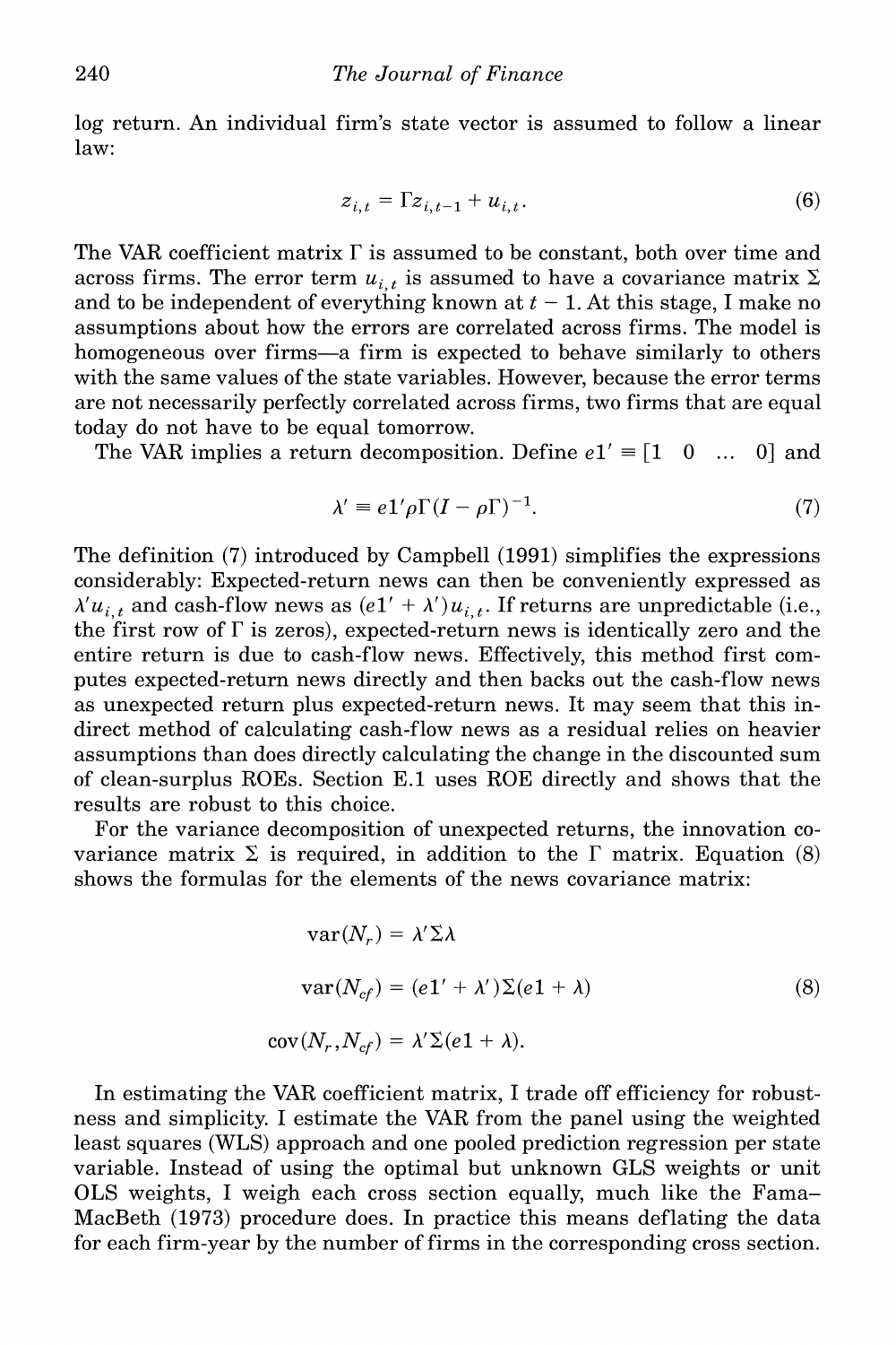log return. An individual firm's state vector is assumed to follow a linear law:

$$z_{i,t} = \Gamma z_{i,t-1} + u_{i,t}. \tag{6}$$

The VAR coefficient matrix $\Gamma$ is assumed to be constant, both over time and across firms. The error term $u_{i,t}$ is assumed to have a covariance matrix $\Sigma$ and to be independent of everything known at $t-1$. At this stage, I make no assumptions about how the errors are correlated across firms. The model is homogeneous over firms—a firm is expected to behave similarly to others with the same values of the state variables. However, because the error terms are not necessarily perfectly correlated across firms, two firms that are equal today do not have to be equal tomorrow.

The VAR implies a return decomposition. Define $e1' \equiv [1 \quad 0 \quad \ldots \quad 0]$ and

$$\lambda' \equiv e1' \rho \Gamma (I - \rho \Gamma)^{-1}. \tag{7}$$

The definition (7) introduced by Campbell (1991) simplifies the expressions considerably: Expected-return news can then be conveniently expressed as $\lambda' u_{i,t}$ and cash-flow news as $(e1' + \lambda') u_{i,t}$. If returns are unpredictable (i.e., the first row of $\Gamma$ is zeros), expected-return news is identically zero and the entire return is due to cash-flow news. Effectively, this method first computes expected-return news directly and then backs out the cash-flow news as unexpected return plus expected-return news. It may seem that this indirect method of calculating cash-flow news as a residual relies on heavier assumptions than does directly calculating the change in the discounted sum of clean-surplus ROEs. Section E.1 uses ROE directly and shows that the results are robust to this choice.

For the variance decomposition of unexpected returns, the innovation covariance matrix $\Sigma$ is required, in addition to the $\Gamma$ matrix. Equation (8) shows the formulas for the elements of the news covariance matrix:

$$\begin{aligned} \operatorname{var}(N_r) &= \lambda' \Sigma \lambda \\ \operatorname{var}(N_{cf}) &= (e1' + \lambda') \Sigma (e1 + \lambda) \\ \operatorname{cov}(N_r, N_{cf}) &= \lambda' \Sigma (e1 + \lambda). \end{aligned} \tag{8}$$

In estimating the VAR coefficient matrix, I trade off efficiency for robustness and simplicity. I estimate the VAR from the panel using the weighted least squares (WLS) approach and one pooled prediction regression per state variable. Instead of using the optimal but unknown GLS weights or unit OLS weights, I weigh each cross section equally, much like the Fama–MacBeth (1973) procedure does. In practice this means deflating the data for each firm-year by the number of firms in the corresponding cross section.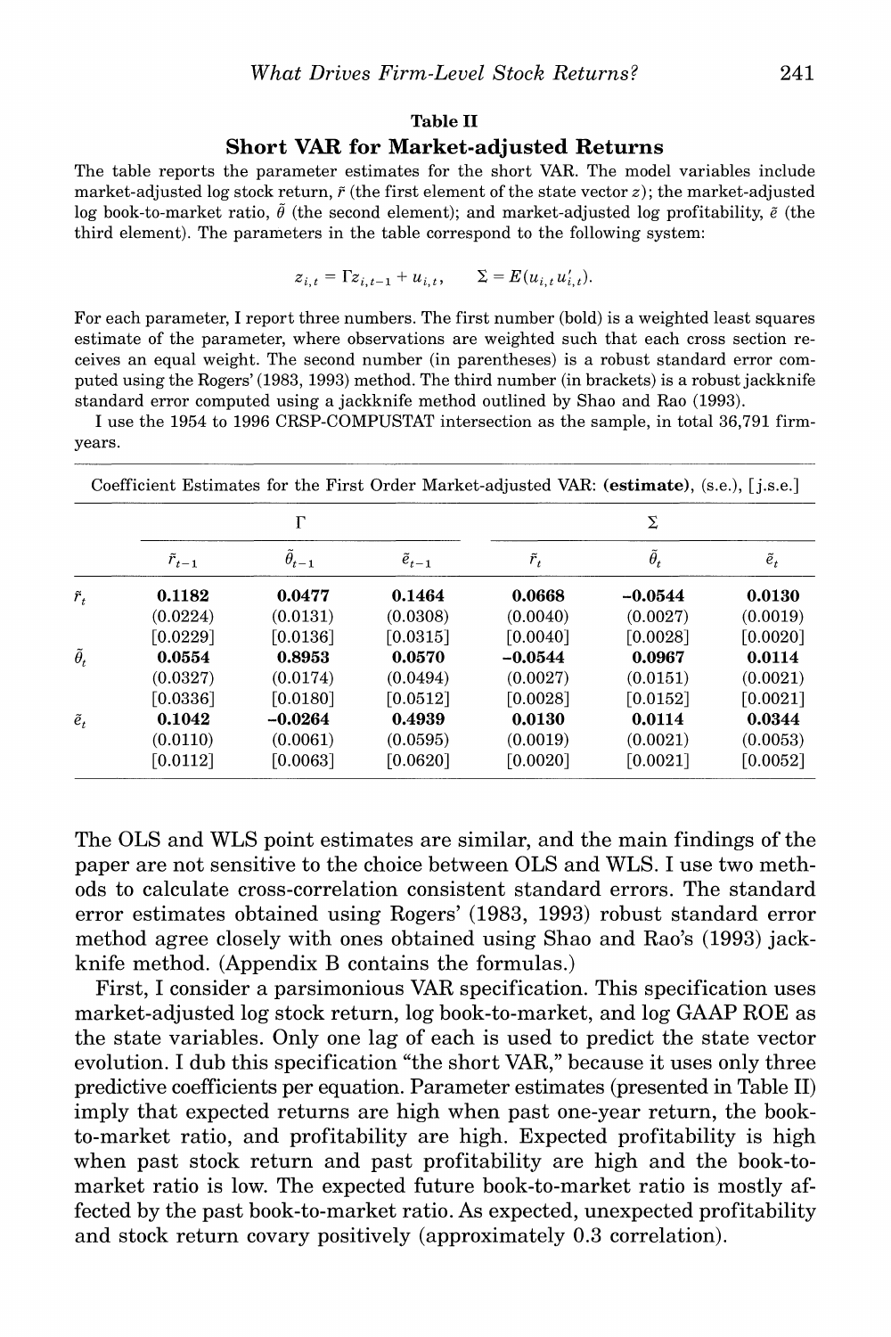## Table II

### Short VAR for Market-adjusted Returns

The table reports the parameter estimates for the short VAR. The model variables include market-adjusted log stock return, $\tilde{r}$ (the first element of the state vector $z$); the market-adjusted log book-to-market ratio, $\tilde{\theta}$ (the second element); and market-adjusted log profitability, $\tilde{e}$ (the third element). The parameters in the table correspond to the following system:

$$z_{i,t} = \Gamma z_{i,t-1} + u_{i,t}, \qquad \Sigma = E(u_{i,t} u_{i,t}').$$

For each parameter, I report three numbers. The first number (bold) is a weighted least squares estimate of the parameter, where observations are weighted such that each cross section receives an equal weight. The second number (in parentheses) is a robust standard error computed using the Rogers' (1983, 1993) method. The third number (in brackets) is a robust jackknife standard error computed using a jackknife method outlined by Shao and Rao (1993).

I use the 1954 to 1996 CRSP-COMPUSTAT intersection as the sample, in total 36,791 firm-years.

Coefficient Estimates for the First Order Market-adjusted VAR: **(estimate)**, (s.e.), [j.s.e.]

| | $\Gamma$ | | | $\Sigma$ | | |
|---|---|---|---|---|---|---|
| | $\tilde{r}_{t-1}$ | $\tilde{\theta}_{t-1}$ | $\tilde{e}_{t-1}$ | $\tilde{r}_t$ | $\tilde{\theta}_t$ | $\tilde{e}_t$ |
| $\tilde{r}_t$ | **0.1182** | **0.0477** | **0.1464** | **0.0668** | **−0.0544** | **0.0130** |
| | (0.0224) | (0.0131) | (0.0308) | (0.0040) | (0.0027) | (0.0019) |
| | [0.0229] | [0.0136] | [0.0315] | [0.0040] | [0.0028] | [0.0020] |
| $\tilde{\theta}_t$ | **0.0554** | **0.8953** | **0.0570** | **−0.0544** | **0.0967** | **0.0114** |
| | (0.0327) | (0.0174) | (0.0494) | (0.0027) | (0.0151) | (0.0021) |
| | [0.0336] | [0.0180] | [0.0512] | [0.0028] | [0.0152] | [0.0021] |
| $\tilde{e}_t$ | **0.1042** | **−0.0264** | **0.4939** | **0.0130** | **0.0114** | **0.0344** |
| | (0.0110) | (0.0061) | (0.0595) | (0.0019) | (0.0021) | (0.0053) |
| | [0.0112] | [0.0063] | [0.0620] | [0.0020] | [0.0021] | [0.0052] |

The OLS and WLS point estimates are similar, and the main findings of the paper are not sensitive to the choice between OLS and WLS. I use two methods to calculate cross-correlation consistent standard errors. The standard error estimates obtained using Rogers' (1983, 1993) robust standard error method agree closely with ones obtained using Shao and Rao's (1993) jackknife method. (Appendix B contains the formulas.)

First, I consider a parsimonious VAR specification. This specification uses market-adjusted log stock return, log book-to-market, and log GAAP ROE as the state variables. Only one lag of each is used to predict the state vector evolution. I dub this specification "the short VAR," because it uses only three predictive coefficients per equation. Parameter estimates (presented in Table II) imply that expected returns are high when past one-year return, the book-to-market ratio, and profitability are high. Expected profitability is high when past stock return and past profitability are high and the book-to-market ratio is low. The expected future book-to-market ratio is mostly affected by the past book-to-market ratio. As expected, unexpected profitability and stock return covary positively (approximately 0.3 correlation).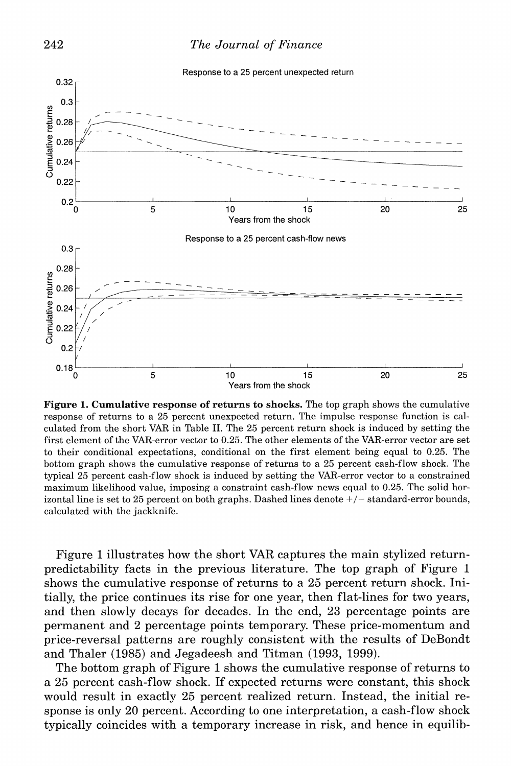**Figure 1. Cumulative response of returns to shocks.** The top graph shows the cumulative response of returns to a 25 percent unexpected return. The impulse response function is calculated from the short VAR in Table II. The 25 percent return shock is induced by setting the first element of the VAR-error vector to 0.25. The other elements of the VAR-error vector are set to their conditional expectations, conditional on the first element being equal to 0.25. The bottom graph shows the cumulative response of returns to a 25 percent cash-flow shock. The typical 25 percent cash-flow shock is induced by setting the VAR-error vector to a constrained maximum likelihood value, imposing a constraint cash-flow news equal to 0.25. The solid horizontal line is set to 25 percent on both graphs. Dashed lines denote +/− standard-error bounds, calculated with the jackknife.

Figure 1 illustrates how the short VAR captures the main stylized return-predictability facts in the previous literature. The top graph of Figure 1 shows the cumulative response of returns to a 25 percent return shock. Initially, the price continues its rise for one year, then flat-lines for two years, and then slowly decays for decades. In the end, 23 percentage points are permanent and 2 percentage points temporary. These price-momentum and price-reversal patterns are roughly consistent with the results of DeBondt and Thaler (1985) and Jegadeesh and Titman (1993, 1999).

The bottom graph of Figure 1 shows the cumulative response of returns to a 25 percent cash-flow shock. If expected returns were constant, this shock would result in exactly 25 percent realized return. Instead, the initial response is only 20 percent. According to one interpretation, a cash-flow shock typically coincides with a temporary increase in risk, and hence in equilib-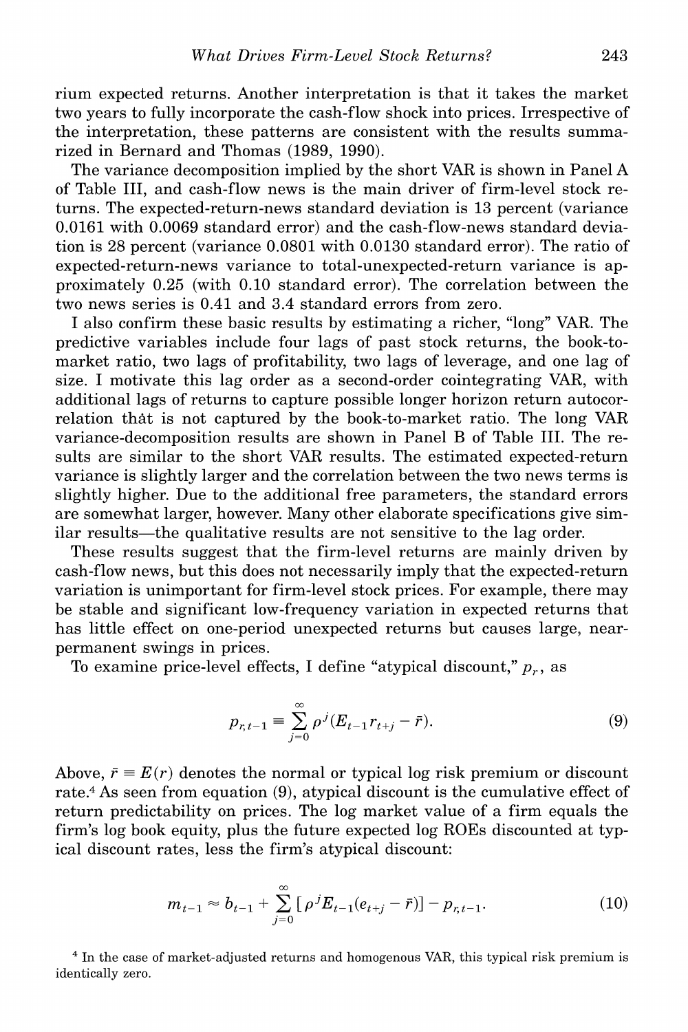rium expected returns. Another interpretation is that it takes the market two years to fully incorporate the cash-flow shock into prices. Irrespective of the interpretation, these patterns are consistent with the results summarized in Bernard and Thomas (1989, 1990).

The variance decomposition implied by the short VAR is shown in Panel A of Table III, and cash-flow news is the main driver of firm-level stock returns. The expected-return-news standard deviation is 13 percent (variance 0.0161 with 0.0069 standard error) and the cash-flow-news standard deviation is 28 percent (variance 0.0801 with 0.0130 standard error). The ratio of expected-return-news variance to total-unexpected-return variance is approximately 0.25 (with 0.10 standard error). The correlation between the two news series is 0.41 and 3.4 standard errors from zero.

I also confirm these basic results by estimating a richer, "long" VAR. The predictive variables include four lags of past stock returns, the book-to-market ratio, two lags of profitability, two lags of leverage, and one lag of size. I motivate this lag order as a second-order cointegrating VAR, with additional lags of returns to capture possible longer horizon return autocorrelation that is not captured by the book-to-market ratio. The long VAR variance-decomposition results are shown in Panel B of Table III. The results are similar to the short VAR results. The estimated expected-return variance is slightly larger and the correlation between the two news terms is slightly higher. Due to the additional free parameters, the standard errors are somewhat larger, however. Many other elaborate specifications give similar results—the qualitative results are not sensitive to the lag order.

These results suggest that the firm-level returns are mainly driven by cash-flow news, but this does not necessarily imply that the expected-return variation is unimportant for firm-level stock prices. For example, there may be stable and significant low-frequency variation in expected returns that has little effect on one-period unexpected returns but causes large, near-permanent swings in prices.

To examine price-level effects, I define "atypical discount," $p_r$, as

$$p_{r,t-1} \equiv \sum_{j=0}^{\infty} \rho^j (E_{t-1} r_{t+j} - \bar{r}). \tag{9}$$

Above, $\bar{r} \equiv E(r)$ denotes the normal or typical log risk premium or discount rate.[4] As seen from equation (9), atypical discount is the cumulative effect of return predictability on prices. The log market value of a firm equals the firm's log book equity, plus the future expected log ROEs discounted at typical discount rates, less the firm's atypical discount:

$$m_{t-1} \approx b_{t-1} + \sum_{j=0}^{\infty} [\rho^j E_{t-1}(e_{t+j} - \bar{r})] - p_{r,t-1}. \tag{10}$$

[4] In the case of market-adjusted returns and homogenous VAR, this typical risk premium is identically zero.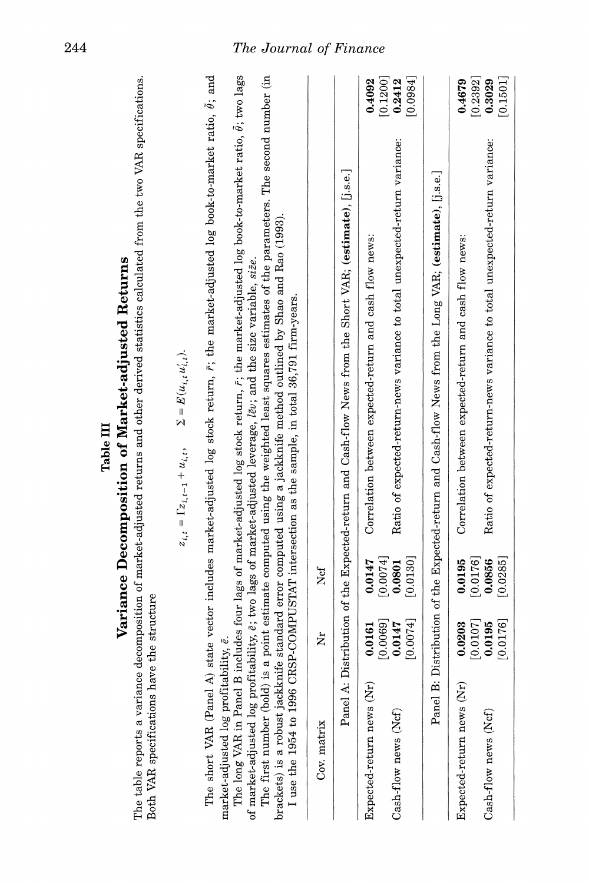**Table III**

**Variance Decomposition of Market-adjusted Returns**

The table reports a variance decomposition of market-adjusted returns and other derived statistics calculated from the two VAR specifications. Both VAR specifications have the structure

$$z_{i,t} = \Gamma z_{i,t-1} + u_{i,t}, \qquad \Sigma = E(u_{i,t} u_{i,t}').$$

The short VAR (Panel A) state vector includes market-adjusted log stock return, $\tilde{r}$; the market-adjusted log book-to-market ratio, $\tilde{\theta}$; and market-adjusted log profitability, $\tilde{e}$.

The long VAR in Panel B includes four lags of market-adjusted log stock return, $\tilde{r}$; the market-adjusted log book-to-market ratio, $\tilde{\theta}$; two lags of market-adjusted log profitability, $\tilde{e}$; two lags of market-adjusted leverage, $\widetilde{lev}$; and the size variable, $\widetilde{size}$.

The first number (bold) is a point estimate computed using the weighted least squares estimates of the parameters. The second number (in brackets) is a robust jackknife standard error computed using a jackknife method outlined by Shao and Rao (1993).

I use the 1954 to 1996 CRSP-COMPUSTAT intersection as the sample, in total 36,791 firm-years.

| Cov. matrix | Nr | Ncf | | |
|---|---|---|---|---|
| Panel A: Distribution of the Expected-return and Cash-flow News from the Short VAR; **(estimate)**, [j.s.e.] | | | | |
| Expected-return news (Nr) | **0.0161** | **0.0147** | Correlation between expected-return and cash flow news: | **0.4092** |
| | [0.0069] | [0.0074] | | [0.1200] |
| Cash-flow news (Ncf) | **0.0147** | **0.0801** | Ratio of expected-return-news variance to total unexpected-return variance: | **0.2412** |
| | [0.0074] | [0.0130] | | [0.0984] |
| Panel B: Distribution of the Expected-return and Cash-flow News from the Long VAR; **(estimate)**, [j.s.e.] | | | | |
| Expected-return news (Nr) | **0.0203** | **0.0195** | Correlation between expected-return and cash flow news: | **0.4679** |
| | [0.0107] | [0.0176] | | [0.2392] |
| Cash-flow news (Ncf) | **0.0195** | **0.0856** | Ratio of expected-return-news variance to total unexpected-return variance: | **0.3029** |
| | [0.0176] | [0.0285] | | [0.1501] |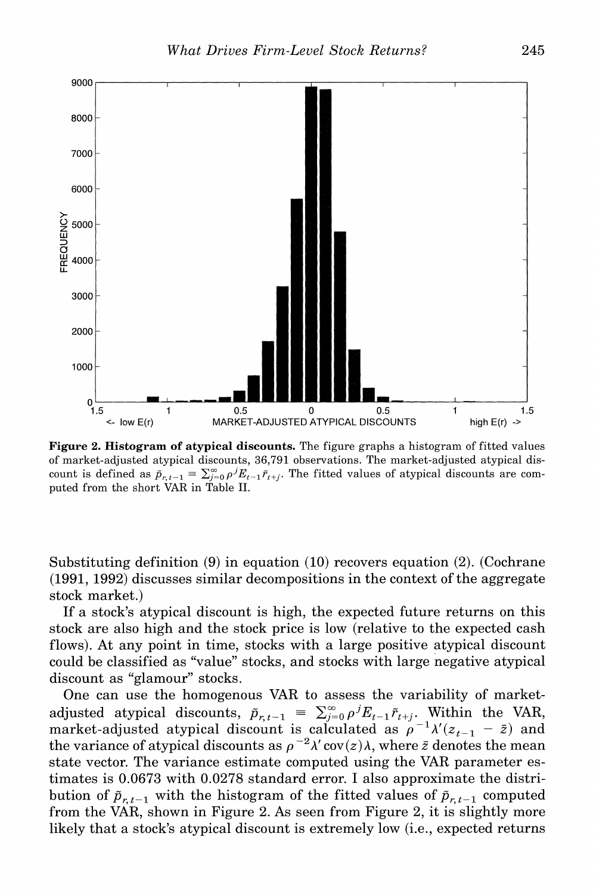**Figure 2. Histogram of atypical discounts.** The figure graphs a histogram of fitted values of market-adjusted atypical discounts, 36,791 observations. The market-adjusted atypical discount is defined as $\tilde{p}_{r,t-1} \equiv \sum_{j=0}^{\infty} \rho^j E_{t-1} \tilde{r}_{t+j}$. The fitted values of atypical discounts are computed from the short VAR in Table II.

Substituting definition (9) in equation (10) recovers equation (2). (Cochrane (1991, 1992) discusses similar decompositions in the context of the aggregate stock market.)

If a stock's atypical discount is high, the expected future returns on this stock are also high and the stock price is low (relative to the expected cash flows). At any point in time, stocks with a large positive atypical discount could be classified as "value" stocks, and stocks with large negative atypical discount as "glamour" stocks.

One can use the homogenous VAR to assess the variability of market-adjusted atypical discounts, $\tilde{p}_{r,t-1} \equiv \sum_{j=0}^{\infty} \rho^j E_{t-1} \tilde{r}_{t+j}$. Within the VAR, market-adjusted atypical discount is calculated as $\rho^{-1} \lambda' (z_{t-1} - \bar{z})$ and the variance of atypical discounts as $\rho^{-2} \lambda' \operatorname{cov}(z) \lambda$, where $\bar{z}$ denotes the mean state vector. The variance estimate computed using the VAR parameter estimates is 0.0673 with 0.0278 standard error. I also approximate the distribution of $\tilde{p}_{r,t-1}$ with the histogram of the fitted values of $\tilde{p}_{r,t-1}$ computed from the VAR, shown in Figure 2. As seen from Figure 2, it is slightly more likely that a stock's atypical discount is extremely low (i.e., expected returns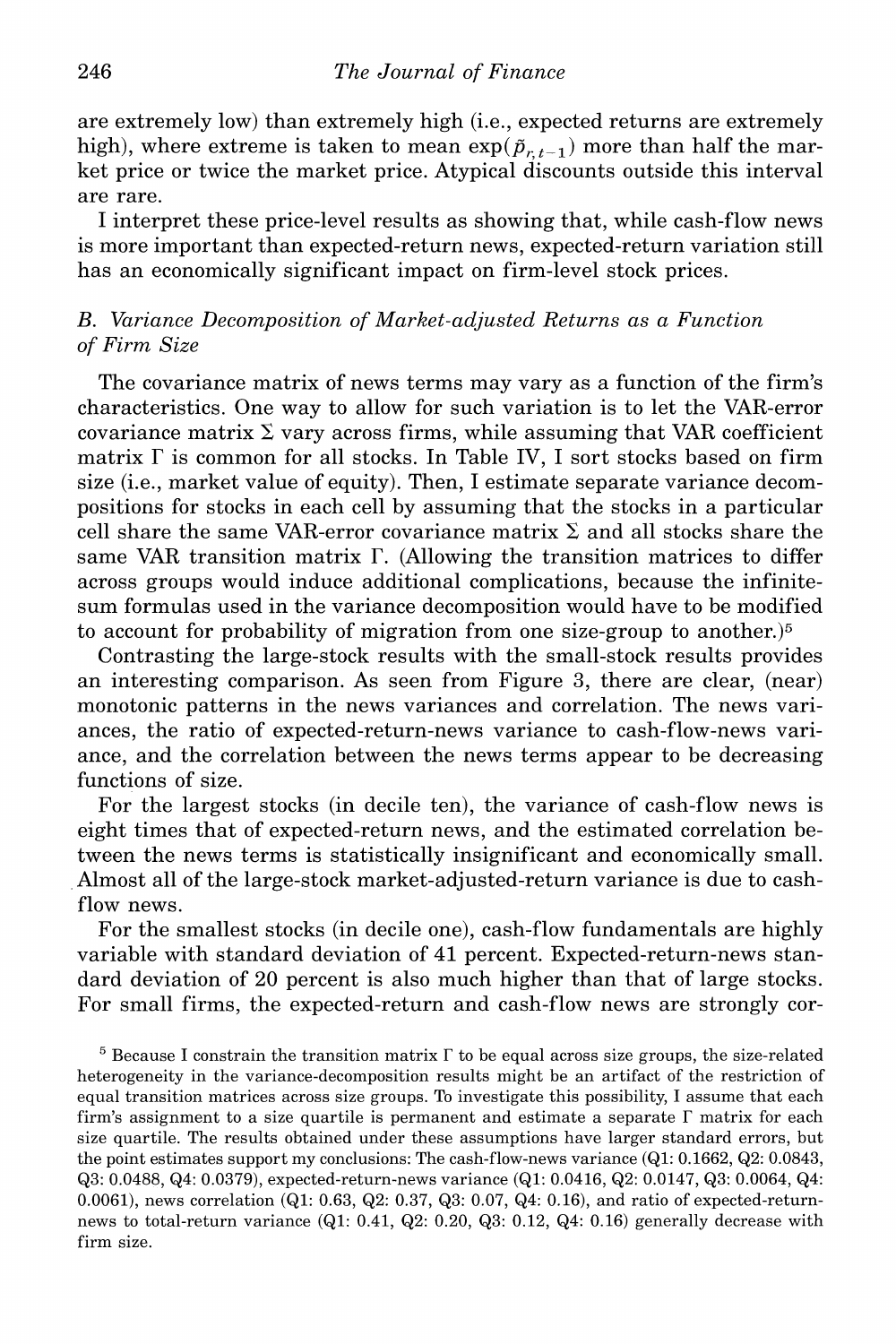are extremely low) than extremely high (i.e., expected returns are extremely high), where extreme is taken to mean $\exp(\tilde{p}_{r,t-1})$ more than half the market price or twice the market price. Atypical discounts outside this interval are rare.

I interpret these price-level results as showing that, while cash-flow news is more important than expected-return news, expected-return variation still has an economically significant impact on firm-level stock prices.

### *B. Variance Decomposition of Market-adjusted Returns as a Function of Firm Size*

The covariance matrix of news terms may vary as a function of the firm's characteristics. One way to allow for such variation is to let the VAR-error covariance matrix $\Sigma$ vary across firms, while assuming that VAR coefficient matrix $\Gamma$ is common for all stocks. In Table IV, I sort stocks based on firm size (i.e., market value of equity). Then, I estimate separate variance decompositions for stocks in each cell by assuming that the stocks in a particular cell share the same VAR-error covariance matrix $\Sigma$ and all stocks share the same VAR transition matrix $\Gamma$. (Allowing the transition matrices to differ across groups would induce additional complications, because the infinite-sum formulas used in the variance decomposition would have to be modified to account for probability of migration from one size-group to another.)[5]

Contrasting the large-stock results with the small-stock results provides an interesting comparison. As seen from Figure 3, there are clear, (near) monotonic patterns in the news variances and correlation. The news variances, the ratio of expected-return-news variance to cash-flow-news variance, and the correlation between the news terms appear to be decreasing functions of size.

For the largest stocks (in decile ten), the variance of cash-flow news is eight times that of expected-return news, and the estimated correlation between the news terms is statistically insignificant and economically small. Almost all of the large-stock market-adjusted-return variance is due to cash-flow news.

For the smallest stocks (in decile one), cash-flow fundamentals are highly variable with standard deviation of 41 percent. Expected-return-news standard deviation of 20 percent is also much higher than that of large stocks. For small firms, the expected-return and cash-flow news are strongly cor-

[5] Because I constrain the transition matrix $\Gamma$ to be equal across size groups, the size-related heterogeneity in the variance-decomposition results might be an artifact of the restriction of equal transition matrices across size groups. To investigate this possibility, I assume that each firm's assignment to a size quartile is permanent and estimate a separate $\Gamma$ matrix for each size quartile. The results obtained under these assumptions have larger standard errors, but the point estimates support my conclusions: The cash-flow-news variance (Q1: 0.1662, Q2: 0.0843, Q3: 0.0488, Q4: 0.0379), expected-return-news variance (Q1: 0.0416, Q2: 0.0147, Q3: 0.0064, Q4: 0.0061), news correlation (Q1: 0.63, Q2: 0.37, Q3: 0.07, Q4: 0.16), and ratio of expected-return-news to total-return variance (Q1: 0.41, Q2: 0.20, Q3: 0.12, Q4: 0.16) generally decrease with firm size.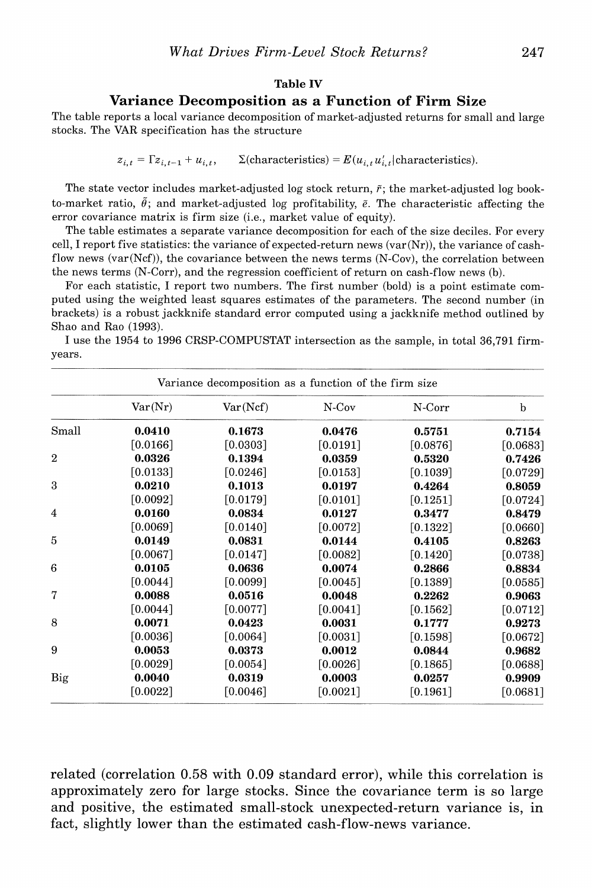**Table IV**

## Variance Decomposition as a Function of Firm Size

The table reports a local variance decomposition of market-adjusted returns for small and large stocks. The VAR specification has the structure

$$z_{i,t} = \Gamma z_{i,t-1} + u_{i,t}, \qquad \Sigma(\text{characteristics}) = E(u_{i,t}u_{i,t}'|\text{characteristics}).$$

The state vector includes market-adjusted log stock return, $\tilde{r}$; the market-adjusted log book-to-market ratio, $\tilde{\theta}$; and market-adjusted log profitability, $\tilde{e}$. The characteristic affecting the error covariance matrix is firm size (i.e., market value of equity).

The table estimates a separate variance decomposition for each of the size deciles. For every cell, I report five statistics: the variance of expected-return news (var(Nr)), the variance of cash-flow news (var(Ncf)), the covariance between the news terms (N-Cov), the correlation between the news terms (N-Corr), and the regression coefficient of return on cash-flow news (b).

For each statistic, I report two numbers. The first number (bold) is a point estimate computed using the weighted least squares estimates of the parameters. The second number (in brackets) is a robust jackknife standard error computed using a jackknife method outlined by Shao and Rao (1993).

I use the 1954 to 1996 CRSP-COMPUSTAT intersection as the sample, in total 36,791 firm-years.

| Variance decomposition as a function of the firm size | | | | | |
|---|---|---|---|---|---|
| | Var(Nr) | Var(Ncf) | N-Cov | N-Corr | b |
| Small | **0.0410** | **0.1673** | **0.0476** | **0.5751** | **0.7154** |
| | [0.0166] | [0.0303] | [0.0191] | [0.0876] | [0.0683] |
| 2 | **0.0326** | **0.1394** | **0.0359** | **0.5320** | **0.7426** |
| | [0.0133] | [0.0246] | [0.0153] | [0.1039] | [0.0729] |
| 3 | **0.0210** | **0.1013** | **0.0197** | **0.4264** | **0.8059** |
| | [0.0092] | [0.0179] | [0.0101] | [0.1251] | [0.0724] |
| 4 | **0.0160** | **0.0834** | **0.0127** | **0.3477** | **0.8479** |
| | [0.0069] | [0.0140] | [0.0072] | [0.1322] | [0.0660] |
| 5 | **0.0149** | **0.0831** | **0.0144** | **0.4105** | **0.8263** |
| | [0.0067] | [0.0147] | [0.0082] | [0.1420] | [0.0738] |
| 6 | **0.0105** | **0.0636** | **0.0074** | **0.2866** | **0.8834** |
| | [0.0044] | [0.0099] | [0.0045] | [0.1389] | [0.0585] |
| 7 | **0.0088** | **0.0516** | **0.0048** | **0.2262** | **0.9063** |
| | [0.0044] | [0.0077] | [0.0041] | [0.1562] | [0.0712] |
| 8 | **0.0071** | **0.0423** | **0.0031** | **0.1777** | **0.9273** |
| | [0.0036] | [0.0064] | [0.0031] | [0.1598] | [0.0672] |
| 9 | **0.0053** | **0.0373** | **0.0012** | **0.0844** | **0.9682** |
| | [0.0029] | [0.0054] | [0.0026] | [0.1865] | [0.0688] |
| Big | **0.0040** | **0.0319** | **0.0003** | **0.0257** | **0.9909** |
| | [0.0022] | [0.0046] | [0.0021] | [0.1961] | [0.0681] |

related (correlation 0.58 with 0.09 standard error), while this correlation is approximately zero for large stocks. Since the covariance term is so large and positive, the estimated small-stock unexpected-return variance is, in fact, slightly lower than the estimated cash-flow-news variance.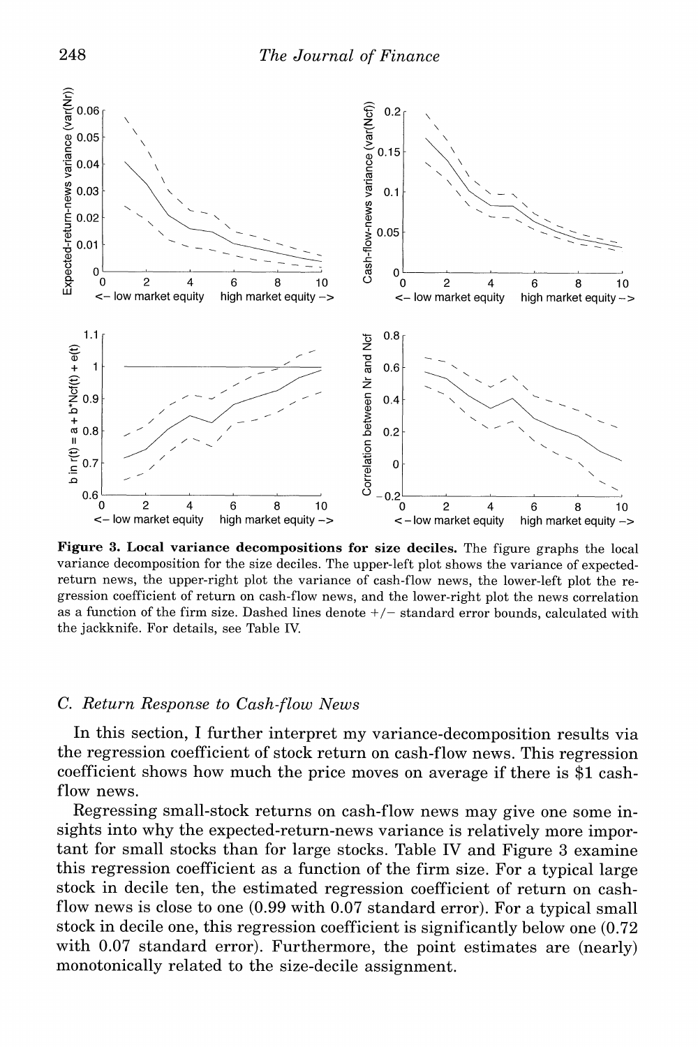**Figure 3. Local variance decompositions for size deciles.** The figure graphs the local variance decomposition for the size deciles. The upper-left plot shows the variance of expected-return news, the upper-right plot the variance of cash-flow news, the lower-left plot the regression coefficient of return on cash-flow news, and the lower-right plot the news correlation as a function of the firm size. Dashed lines denote +/− standard error bounds, calculated with the jackknife. For details, see Table IV.

### C. Return Response to Cash-flow News

In this section, I further interpret my variance-decomposition results via the regression coefficient of stock return on cash-flow news. This regression coefficient shows how much the price moves on average if there is $1 cash-flow news.

Regressing small-stock returns on cash-flow news may give one some insights into why the expected-return-news variance is relatively more important for small stocks than for large stocks. Table IV and Figure 3 examine this regression coefficient as a function of the firm size. For a typical large stock in decile ten, the estimated regression coefficient of return on cash-flow news is close to one (0.99 with 0.07 standard error). For a typical small stock in decile one, this regression coefficient is significantly below one (0.72 with 0.07 standard error). Furthermore, the point estimates are (nearly) monotonically related to the size-decile assignment.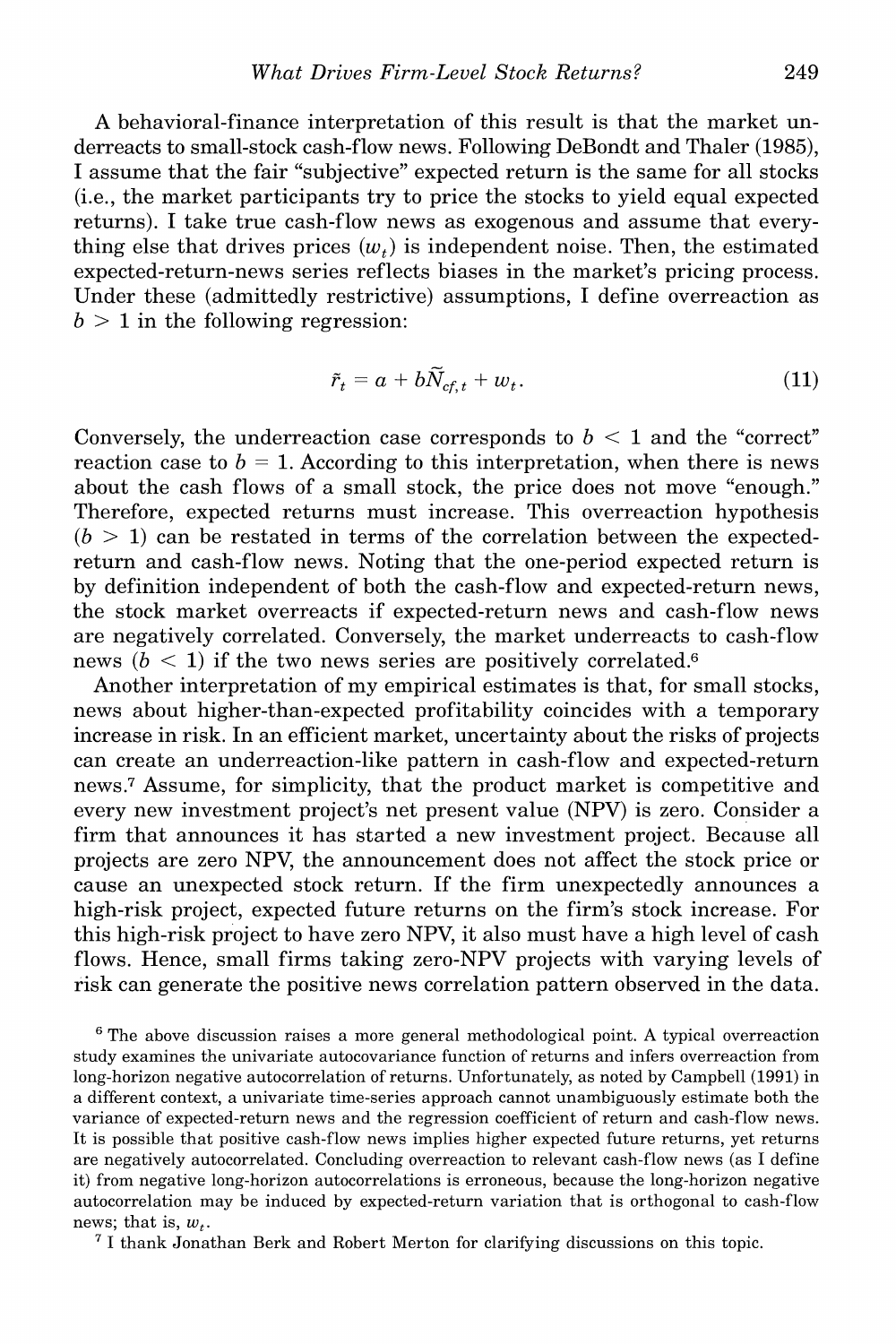A behavioral-finance interpretation of this result is that the market underreacts to small-stock cash-flow news. Following DeBondt and Thaler (1985), I assume that the fair "subjective" expected return is the same for all stocks (i.e., the market participants try to price the stocks to yield equal expected returns). I take true cash-flow news as exogenous and assume that everything else that drives prices ($w_t$) is independent noise. Then, the estimated expected-return-news series reflects biases in the market's pricing process. Under these (admittedly restrictive) assumptions, I define overreaction as $b > 1$ in the following regression:

$$\tilde{r}_t = a + b\tilde{N}_{cf,t} + w_t. \tag{11}$$

Conversely, the underreaction case corresponds to $b < 1$ and the "correct" reaction case to $b = 1$. According to this interpretation, when there is news about the cash flows of a small stock, the price does not move "enough." Therefore, expected returns must increase. This overreaction hypothesis ($b > 1$) can be restated in terms of the correlation between the expected-return and cash-flow news. Noting that the one-period expected return is by definition independent of both the cash-flow and expected-return news, the stock market overreacts if expected-return news and cash-flow news are negatively correlated. Conversely, the market underreacts to cash-flow news ($b < 1$) if the two news series are positively correlated.[6]

Another interpretation of my empirical estimates is that, for small stocks, news about higher-than-expected profitability coincides with a temporary increase in risk. In an efficient market, uncertainty about the risks of projects can create an underreaction-like pattern in cash-flow and expected-return news.[7] Assume, for simplicity, that the product market is competitive and every new investment project's net present value (NPV) is zero. Consider a firm that announces it has started a new investment project. Because all projects are zero NPV, the announcement does not affect the stock price or cause an unexpected stock return. If the firm unexpectedly announces a high-risk project, expected future returns on the firm's stock increase. For this high-risk project to have zero NPV, it also must have a high level of cash flows. Hence, small firms taking zero-NPV projects with varying levels of risk can generate the positive news correlation pattern observed in the data.

[6] The above discussion raises a more general methodological point. A typical overreaction study examines the univariate autocovariance function of returns and infers overreaction from long-horizon negative autocorrelation of returns. Unfortunately, as noted by Campbell (1991) in a different context, a univariate time-series approach cannot unambiguously estimate both the variance of expected-return news and the regression coefficient of return and cash-flow news. It is possible that positive cash-flow news implies higher expected future returns, yet returns are negatively autocorrelated. Concluding overreaction to relevant cash-flow news (as I define it) from negative long-horizon autocorrelations is erroneous, because the long-horizon negative autocorrelation may be induced by expected-return variation that is orthogonal to cash-flow news; that is, $w_t$.

[7] I thank Jonathan Berk and Robert Merton for clarifying discussions on this topic.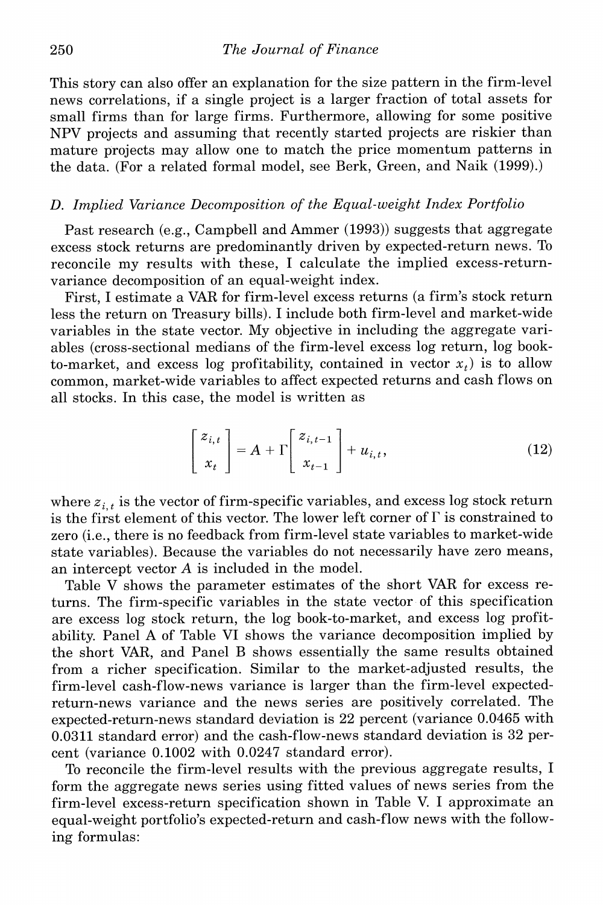This story can also offer an explanation for the size pattern in the firm-level news correlations, if a single project is a larger fraction of total assets for small firms than for large firms. Furthermore, allowing for some positive NPV projects and assuming that recently started projects are riskier than mature projects may allow one to match the price momentum patterns in the data. (For a related formal model, see Berk, Green, and Naik (1999).)

### D. Implied Variance Decomposition of the Equal-weight Index Portfolio

Past research (e.g., Campbell and Ammer (1993)) suggests that aggregate excess stock returns are predominantly driven by expected-return news. To reconcile my results with these, I calculate the implied excess-return-variance decomposition of an equal-weight index.

First, I estimate a VAR for firm-level excess returns (a firm's stock return less the return on Treasury bills). I include both firm-level and market-wide variables in the state vector. My objective in including the aggregate variables (cross-sectional medians of the firm-level excess log return, log book-to-market, and excess log profitability, contained in vector $x_t$) is to allow common, market-wide variables to affect expected returns and cash flows on all stocks. In this case, the model is written as

$$\begin{bmatrix} z_{i,t} \\ x_t \end{bmatrix} = A + \Gamma \begin{bmatrix} z_{i,t-1} \\ x_{t-1} \end{bmatrix} + u_{i,t}, \tag{12}$$

where $z_{i,t}$ is the vector of firm-specific variables, and excess log stock return is the first element of this vector. The lower left corner of $\Gamma$ is constrained to zero (i.e., there is no feedback from firm-level state variables to market-wide state variables). Because the variables do not necessarily have zero means, an intercept vector $A$ is included in the model.

Table V shows the parameter estimates of the short VAR for excess returns. The firm-specific variables in the state vector of this specification are excess log stock return, the log book-to-market, and excess log profitability. Panel A of Table VI shows the variance decomposition implied by the short VAR, and Panel B shows essentially the same results obtained from a richer specification. Similar to the market-adjusted results, the firm-level cash-flow-news variance is larger than the firm-level expected-return-news variance and the news series are positively correlated. The expected-return-news standard deviation is 22 percent (variance 0.0465 with 0.0311 standard error) and the cash-flow-news standard deviation is 32 percent (variance 0.1002 with 0.0247 standard error).

To reconcile the firm-level results with the previous aggregate results, I form the aggregate news series using fitted values of news series from the firm-level excess-return specification shown in Table V. I approximate an equal-weight portfolio's expected-return and cash-flow news with the following formulas: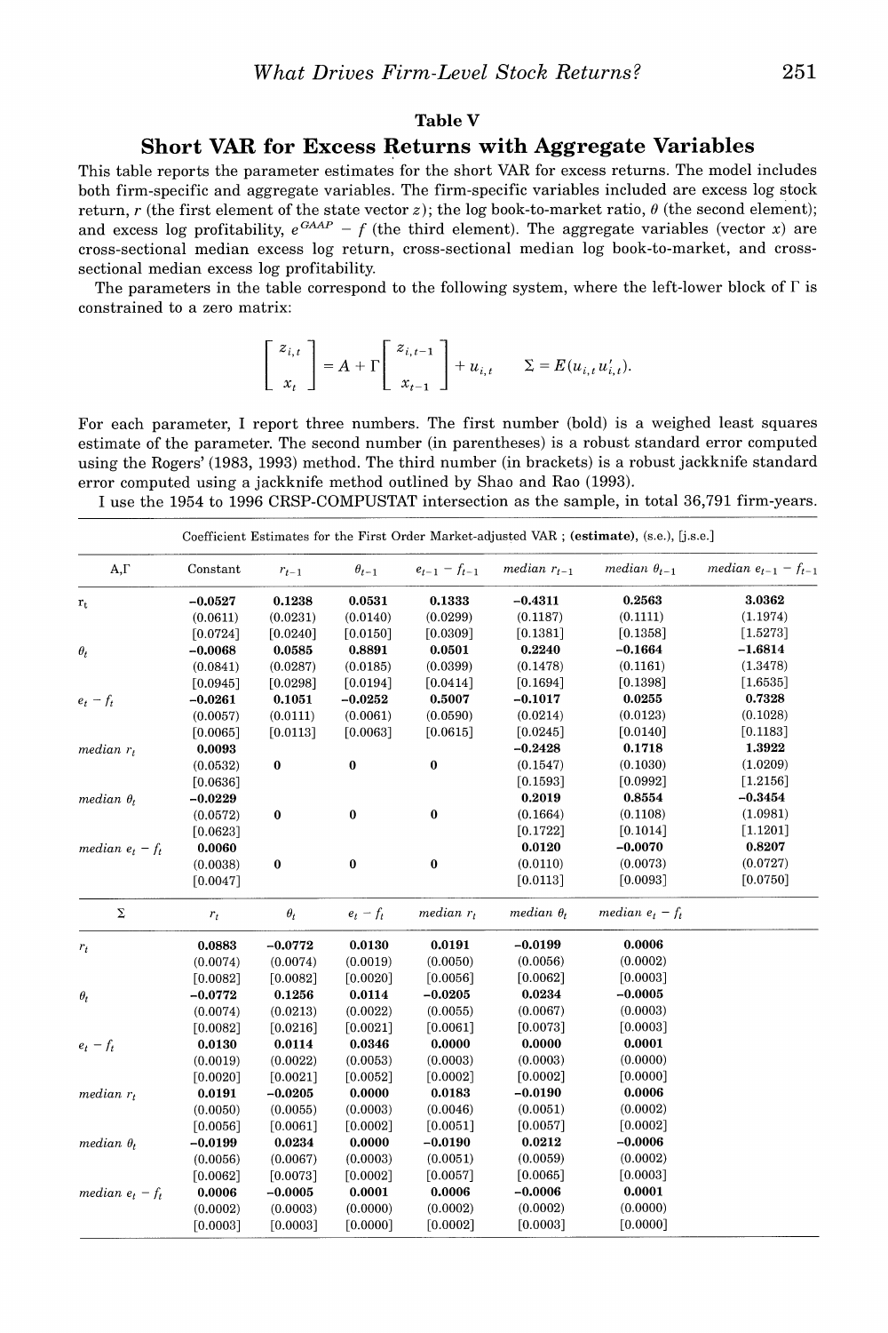## Table V

## Short VAR for Excess Returns with Aggregate Variables

This table reports the parameter estimates for the short VAR for excess returns. The model includes both firm-specific and aggregate variables. The firm-specific variables included are excess log stock return, $r$ (the first element of the state vector $z$); the log book-to-market ratio, $\theta$ (the second element); and excess log profitability, $e^{GAAP} - f$ (the third element). The aggregate variables (vector $x$) are cross-sectional median excess log return, cross-sectional median log book-to-market, and cross-sectional median excess log profitability.

The parameters in the table correspond to the following system, where the left-lower block of $\Gamma$ is constrained to a zero matrix:

$$\begin{bmatrix} z_{i,t} \\ x_t \end{bmatrix} = A + \Gamma \begin{bmatrix} z_{i,t-1} \\ x_{t-1} \end{bmatrix} + u_{i,t} \qquad \Sigma = E(u_{i,t} u_{i,t}').$$

For each parameter, I report three numbers. The first number (bold) is a weighed least squares estimate of the parameter. The second number (in parentheses) is a robust standard error computed using the Rogers' (1983, 1993) method. The third number (in brackets) is a robust jackknife standard error computed using a jackknife method outlined by Shao and Rao (1993).

I use the 1954 to 1996 CRSP-COMPUSTAT intersection as the sample, in total 36,791 firm-years.

Coefficient Estimates for the First Order Market-adjusted VAR ; (**estimate**), (s.e.), [j.s.e.]

| $A, \Gamma$ | Constant | $r_{t-1}$ | $\theta_{t-1}$ | $e_{t-1} - f_{t-1}$ | *median* $r_{t-1}$ | *median* $\theta_{t-1}$ | *median* $e_{t-1} - f_{t-1}$ |
|---|---|---|---|---|---|---|---|
| $r_t$ | **−0.0527** | **0.1238** | **0.0531** | **0.1333** | **−0.4311** | **0.2563** | **3.0362** |
| | (0.0611) | (0.0231) | (0.0140) | (0.0299) | (0.1187) | (0.1111) | (1.1974) |
| | [0.0724] | [0.0240] | [0.0150] | [0.0309] | [0.1381] | [0.1358] | [1.5273] |
| $\theta_t$ | **−0.0068** | **0.0585** | **0.8891** | **0.0501** | **0.2240** | **−0.1664** | **−1.6814** |
| | (0.0841) | (0.0287) | (0.0185) | (0.0399) | (0.1478) | (0.1161) | (1.3478) |
| | [0.0945] | [0.0298] | [0.0194] | [0.0414] | [0.1694] | [0.1398] | [1.6535] |
| $e_t - f_t$ | **−0.0261** | **0.1051** | **−0.0252** | **0.5007** | **−0.1017** | **0.0255** | **0.7328** |
| | (0.0057) | (0.0111) | (0.0061) | (0.0590) | (0.0214) | (0.0123) | (0.1028) |
| | [0.0065] | [0.0113] | [0.0063] | [0.0615] | [0.0245] | [0.0140] | [0.1183] |
| *median* $r_t$ | **0.0093** | | | | **−0.2428** | **0.1718** | **1.3922** |
| | (0.0532) | **0** | **0** | **0** | (0.1547) | (0.1030) | (1.0209) |
| | [0.0636] | | | | [0.1593] | [0.0992] | [1.2156] |
| *median* $\theta_t$ | **−0.0229** | | | | **0.2019** | **0.8554** | **−0.3454** |
| | (0.0572) | **0** | **0** | **0** | (0.1664) | (0.1108) | (1.0981) |
| | [0.0623] | | | | [0.1722] | [0.1014] | [1.1201] |
| *median* $e_t - f_t$ | **0.0060** | | | | **0.0120** | **−0.0070** | **0.8207** |
| | (0.0038) | **0** | **0** | **0** | (0.0110) | (0.0073) | (0.0727) |
| | [0.0047] | | | | [0.0113] | [0.0093] | [0.0750] |

| $\Sigma$ | $r_t$ | $\theta_t$ | $e_t - f_t$ | *median* $r_t$ | *median* $\theta_t$ | *median* $e_t - f_t$ |
|---|---|---|---|---|---|---|
| $r_t$ | **0.0883** | **−0.0772** | **0.0130** | **0.0191** | **−0.0199** | **0.0006** |
| | (0.0074) | (0.0074) | (0.0019) | (0.0050) | (0.0056) | (0.0002) |
| | [0.0082] | [0.0082] | [0.0020] | [0.0056] | [0.0062] | [0.0003] |
| $\theta_t$ | **−0.0772** | **0.1256** | **0.0114** | **−0.0205** | **0.0234** | **−0.0005** |
| | (0.0074) | (0.0213) | (0.0022) | (0.0055) | (0.0067) | (0.0003) |
| | [0.0082] | [0.0216] | [0.0021] | [0.0061] | [0.0073] | [0.0003] |
| $e_t - f_t$ | **0.0130** | **0.0114** | **0.0346** | **0.0000** | **0.0000** | **0.0001** |
| | (0.0019) | (0.0022) | (0.0053) | (0.0003) | (0.0003) | (0.0000) |
| | [0.0020] | [0.0021] | [0.0052] | [0.0002] | [0.0002] | [0.0000] |
| *median* $r_t$ | **0.0191** | **−0.0205** | **0.0000** | **0.0183** | **−0.0190** | **0.0006** |
| | (0.0050) | (0.0055) | (0.0003) | (0.0046) | (0.0051) | (0.0002) |
| | [0.0056] | [0.0061] | [0.0002] | [0.0051] | [0.0057] | [0.0002] |
| *median* $\theta_t$ | **−0.0199** | **0.0234** | **0.0000** | **−0.0190** | **0.0212** | **−0.0006** |
| | (0.0056) | (0.0067) | (0.0003) | (0.0051) | (0.0059) | (0.0002) |
| | [0.0062] | [0.0073] | [0.0002] | [0.0057] | [0.0065] | [0.0003] |
| *median* $e_t - f_t$ | **0.0006** | **−0.0005** | **0.0001** | **0.0006** | **−0.0006** | **0.0001** |
| | (0.0002) | (0.0003) | (0.0000) | (0.0002) | (0.0002) | (0.0000) |
| | [0.0003] | [0.0003] | [0.0000] | [0.0002] | [0.0003] | [0.0000] |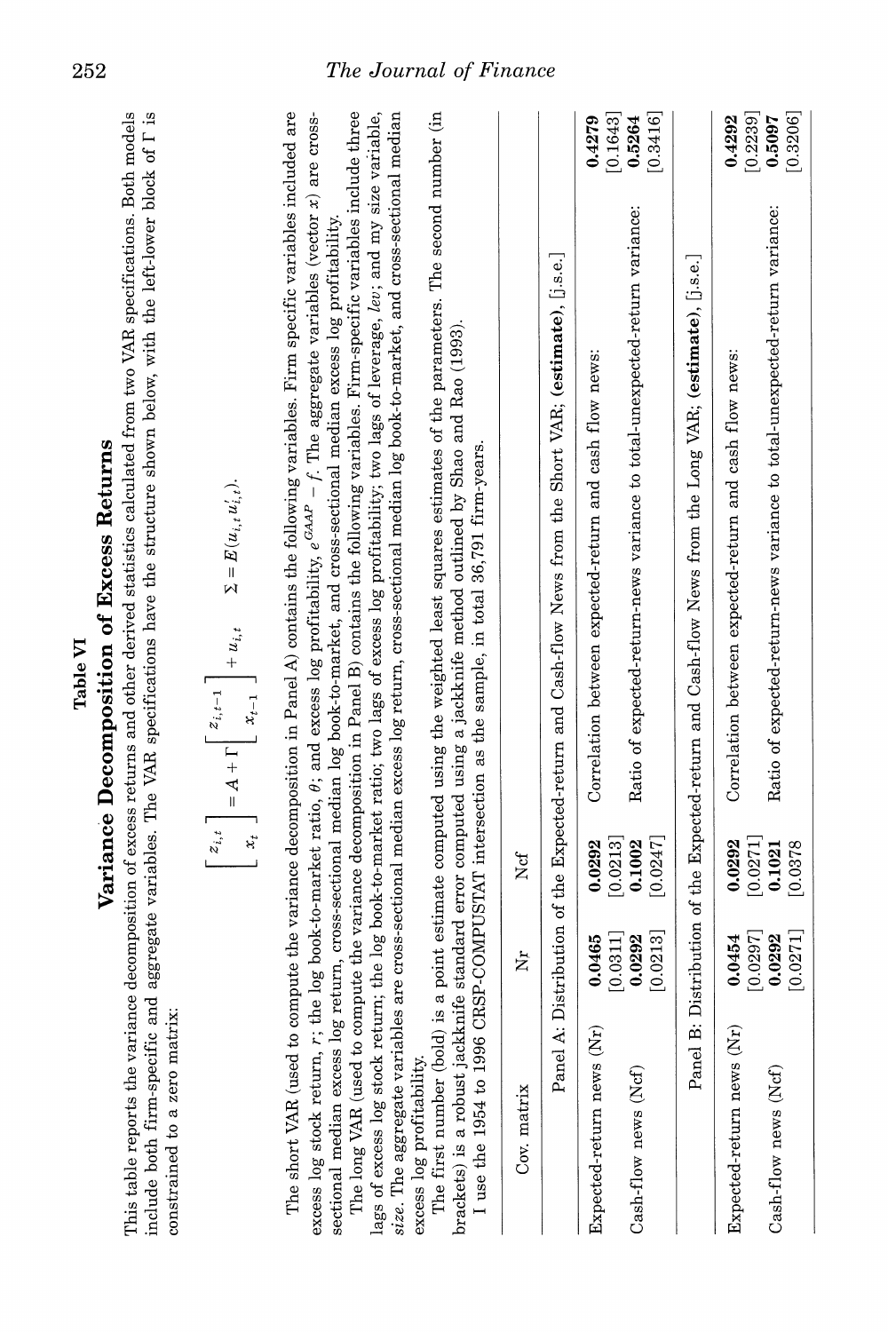## Table VI
## Variance Decomposition of Excess Returns

This table reports the variance decomposition of excess returns and other derived statistics calculated from two VAR specifications. Both models include both firm-specific and aggregate variables. The VAR specifications have the structure shown below, with the left-lower block of $\Gamma$ is constrained to a zero matrix:

$$\begin{bmatrix} z_{i,t} \\ x_t \end{bmatrix} = A + \Gamma \begin{bmatrix} z_{i,t-1} \\ x_{t-1} \end{bmatrix} + u_{i,t} \qquad \Sigma = E(u_{i,t} u'_{i,t}).$$

The short VAR (used to compute the variance decomposition in Panel A) contains the following variables. Firm specific variables included are excess log stock return, $r$; the log book-to-market ratio, $\theta$; and excess log profitability, $e^{GAAP} - f$. The aggregate variables (vector $x$) are cross-sectional median excess log return, cross-sectional median log book-to-market, and cross-sectional median excess log profitability.

The long VAR (used to compute the variance decomposition in Panel B) contains the following variables. Firm-specific variables include three lags of excess log stock return; the log book-to-market ratio; two lags of excess log profitability; two lags of leverage, *lev*; and my size variable, *size*. The aggregate variables are cross-sectional median excess log return, cross-sectional median log book-to-market, and cross-sectional median excess log profitability.

The first number (bold) is a point estimate computed using the weighted least squares estimates of the parameters. The second number (in brackets) is a robust jackknife standard error computed using a jackknife method outlined by Shao and Rao (1993).

I use the 1954 to 1996 CRSP-COMPUSTAT intersection as the sample, in total 36,791 firm-years.

| Cov. matrix | Nr | Ncf | | |
|---|---|---|---|---|
| **Panel A: Distribution of the Expected-return and Cash-flow News from the Short VAR; (estimate), [j.s.e.]** | | | | |
| Expected-return news (Nr) | **0.0465** | **0.0292** | Correlation between expected-return and cash flow news: | **0.4279** |
| | [0.0311] | [0.0213] | | [0.1643] |
| Cash-flow news (Ncf) | **0.0292** | **0.1002** | Ratio of expected-return-news variance to total-unexpected-return variance: | **0.5264** |
| | [0.0213] | [0.0247] | | [0.3416] |
| **Panel B: Distribution of the Expected-return and Cash-flow News from the Long VAR; (estimate), [j.s.e.]** | | | | |
| Expected-return news (Nr) | **0.0454** | **0.0292** | Correlation between expected-return and cash flow news: | **0.4292** |
| | [0.0297] | [0.0271] | | [0.2239] |
| Cash-flow news (Ncf) | **0.0292** | **0.1021** | Ratio of expected-return-news variance to total-unexpected-return variance: | **0.5097** |
| | [0.0271] | [0.0378 | | [0.3206] |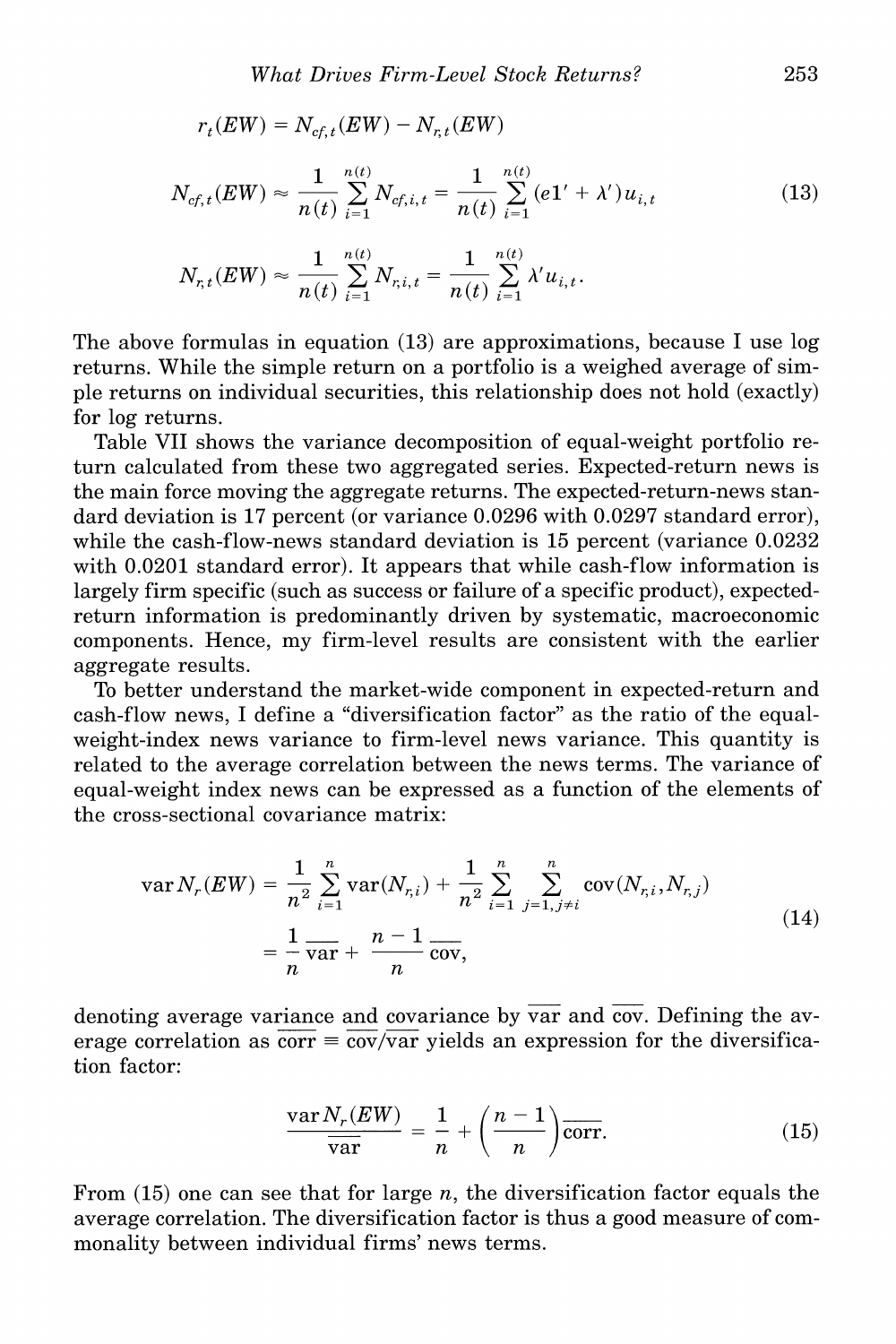$$r_t(EW) = N_{cf,t}(EW) - N_{r,t}(EW)$$

$$N_{cf,t}(EW) \approx \frac{1}{n(t)} \sum_{i=1}^{n(t)} N_{cf,i,t} = \frac{1}{n(t)} \sum_{i=1}^{n(t)} (e1' + \lambda')u_{i,t} \tag{13}$$

$$N_{r,t}(EW) \approx \frac{1}{n(t)} \sum_{i=1}^{n(t)} N_{r,i,t} = \frac{1}{n(t)} \sum_{i=1}^{n(t)} \lambda' u_{i,t}.$$

The above formulas in equation (13) are approximations, because I use log returns. While the simple return on a portfolio is a weighed average of simple returns on individual securities, this relationship does not hold (exactly) for log returns.

Table VII shows the variance decomposition of equal-weight portfolio return calculated from these two aggregated series. Expected-return news is the main force moving the aggregate returns. The expected-return-news standard deviation is 17 percent (or variance 0.0296 with 0.0297 standard error), while the cash-flow-news standard deviation is 15 percent (variance 0.0232 with 0.0201 standard error). It appears that while cash-flow information is largely firm specific (such as success or failure of a specific product), expected-return information is predominantly driven by systematic, macroeconomic components. Hence, my firm-level results are consistent with the earlier aggregate results.

To better understand the market-wide component in expected-return and cash-flow news, I define a "diversification factor" as the ratio of the equal-weight-index news variance to firm-level news variance. This quantity is related to the average correlation between the news terms. The variance of equal-weight index news can be expressed as a function of the elements of the cross-sectional covariance matrix:

$$\begin{aligned} \operatorname{var} N_r(EW) &= \frac{1}{n^2} \sum_{i=1}^{n} \operatorname{var}(N_{r,i}) + \frac{1}{n^2} \sum_{i=1}^{n} \sum_{j=1, j \neq i}^{n} \operatorname{cov}(N_{r,i}, N_{r,j}) \\ &= \frac{1}{n} \overline{\operatorname{var}} + \frac{n-1}{n} \overline{\operatorname{cov}}, \end{aligned} \tag{14}$$

denoting average variance and covariance by $\overline{\operatorname{var}}$ and $\overline{\operatorname{cov}}$. Defining the average correlation as $\overline{\operatorname{corr}} \equiv \overline{\operatorname{cov}}/\overline{\operatorname{var}}$ yields an expression for the diversification factor:

$$\frac{\operatorname{var} N_r(EW)}{\overline{\operatorname{var}}} = \frac{1}{n} + \left(\frac{n-1}{n}\right) \overline{\operatorname{corr}}. \tag{15}$$

From (15) one can see that for large $n$, the diversification factor equals the average correlation. The diversification factor is thus a good measure of commonality between individual firms' news terms.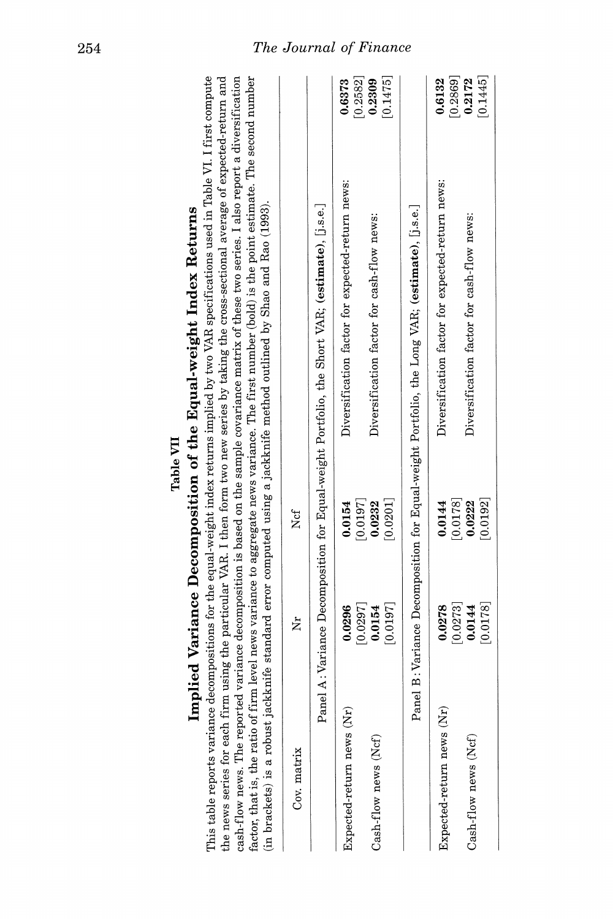## Table VII

## Implied Variance Decomposition of the Equal-weight Index Returns

This table reports variance decompositions for the equal-weight index returns implied by two VAR specifications used in Table VI. I first compute the news series for each firm using the particular VAR. I then form two new series by taking the cross-sectional average of expected-return and cash-flow news. The reported variance decomposition is based on the sample covariance matrix of these two series. I also report a diversification factor, that is, the ratio of firm level news variance to aggregate news variance. The first number (bold) is the point estimate. The second number (in brackets) is a robust jackknife standard error computed using a jackknife method outlined by Shao and Rao (1993).

| Cov. matrix | Nr | Ncf | | |
|---|---|---|---|---|
| **Panel A: Variance Decomposition for Equal-weight Portfolio, the Short VAR; (estimate), [j.s.e.]** | | | | |
| Expected-return news (Nr) | **0.0296** | **0.0154** | Diversification factor for expected-return news: | **0.6373** |
| | [0.0297] | [0.0197] | | [0.2582] |
| Cash-flow news (Ncf) | **0.0154** | **0.0232** | Diversification factor for cash-flow news: | **0.2309** |
| | [0.0197] | [0.0201] | | [0.1475] |
| **Panel B: Variance Decomposition for Equal-weight Portfolio, the Long VAR; (estimate), [j.s.e.]** | | | | |
| Expected-return news (Nr) | **0.0278** | **0.0144** | Diversification factor for expected-return news: | **0.6132** |
| | [0.0273] | [0.0178] | | [0.2869] |
| Cash-flow news (Ncf) | **0.0144** | **0.0222** | Diversification factor for cash-flow news: | **0.2172** |
| | [0.0178] | [0.0192] | | [0.1445] |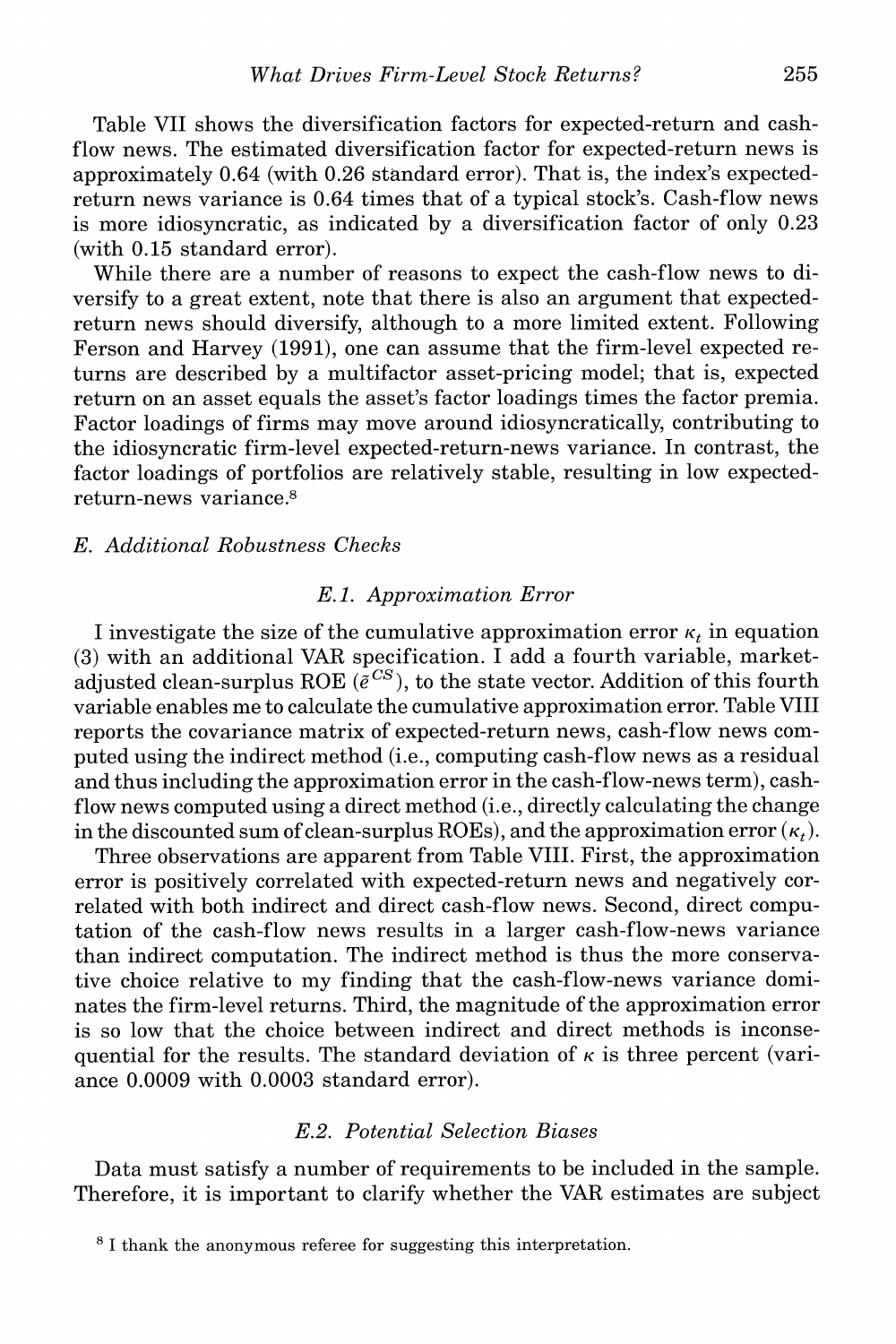Table VII shows the diversification factors for expected-return and cash-flow news. The estimated diversification factor for expected-return news is approximately 0.64 (with 0.26 standard error). That is, the index's expected-return news variance is 0.64 times that of a typical stock's. Cash-flow news is more idiosyncratic, as indicated by a diversification factor of only 0.23 (with 0.15 standard error).

While there are a number of reasons to expect the cash-flow news to diversify to a great extent, note that there is also an argument that expected-return news should diversify, although to a more limited extent. Following Ferson and Harvey (1991), one can assume that the firm-level expected returns are described by a multifactor asset-pricing model; that is, expected return on an asset equals the asset's factor loadings times the factor premia. Factor loadings of firms may move around idiosyncratically, contributing to the idiosyncratic firm-level expected-return-news variance. In contrast, the factor loadings of portfolios are relatively stable, resulting in low expected-return-news variance.[8]

### *E. Additional Robustness Checks*

#### *E.1. Approximation Error*

I investigate the size of the cumulative approximation error $\kappa_t$ in equation (3) with an additional VAR specification. I add a fourth variable, market-adjusted clean-surplus ROE ($\tilde{e}^{CS}$), to the state vector. Addition of this fourth variable enables me to calculate the cumulative approximation error. Table VIII reports the covariance matrix of expected-return news, cash-flow news computed using the indirect method (i.e., computing cash-flow news as a residual and thus including the approximation error in the cash-flow-news term), cash-flow news computed using a direct method (i.e., directly calculating the change in the discounted sum of clean-surplus ROEs), and the approximation error ($\kappa_t$).

Three observations are apparent from Table VIII. First, the approximation error is positively correlated with expected-return news and negatively correlated with both indirect and direct cash-flow news. Second, direct computation of the cash-flow news results in a larger cash-flow-news variance than indirect computation. The indirect method is thus the more conservative choice relative to my finding that the cash-flow-news variance dominates the firm-level returns. Third, the magnitude of the approximation error is so low that the choice between indirect and direct methods is inconsequential for the results. The standard deviation of $\kappa$ is three percent (variance 0.0009 with 0.0003 standard error).

#### *E.2. Potential Selection Biases*

Data must satisfy a number of requirements to be included in the sample. Therefore, it is important to clarify whether the VAR estimates are subject

[8] I thank the anonymous referee for suggesting this interpretation.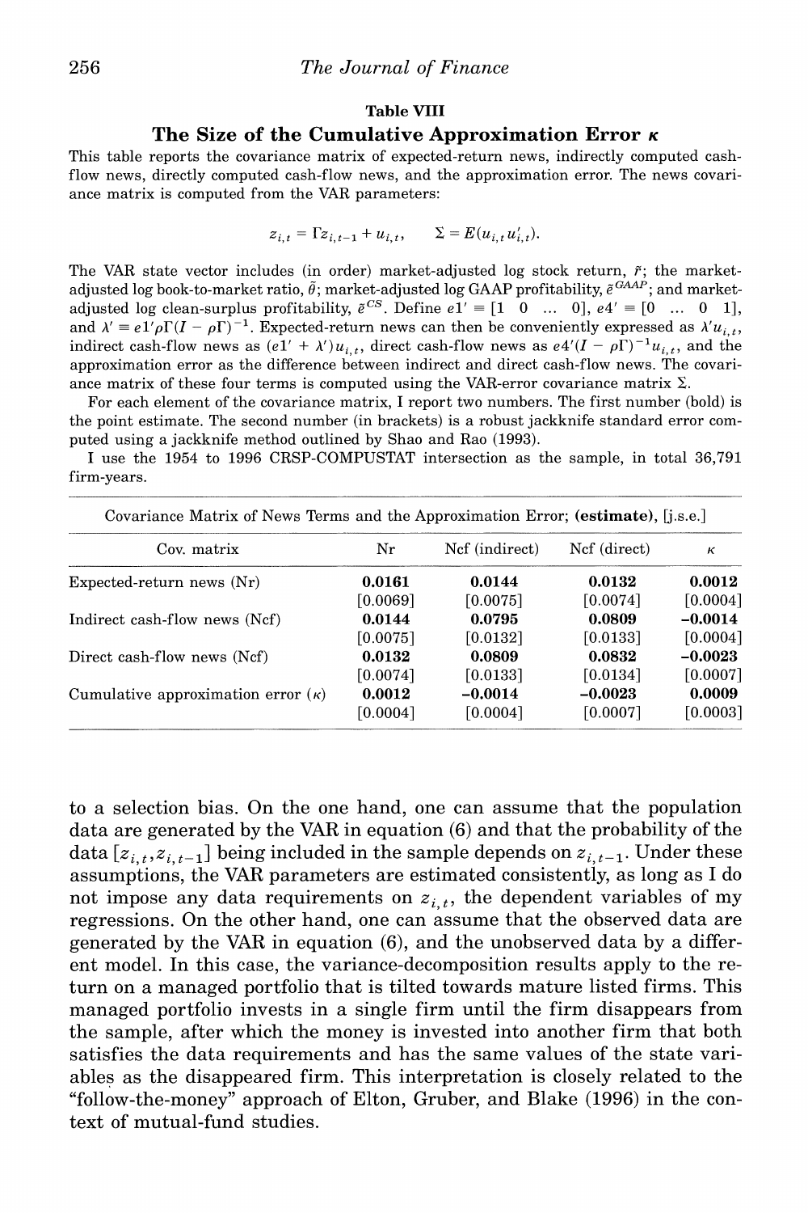**Table VIII**

**The Size of the Cumulative Approximation Error $\kappa$**

This table reports the covariance matrix of expected-return news, indirectly computed cash-flow news, directly computed cash-flow news, and the approximation error. The news covariance matrix is computed from the VAR parameters:

$$z_{i,t} = \Gamma z_{i,t-1} + u_{i,t}, \qquad \Sigma = E(u_{i,t} u'_{i,t}).$$

The VAR state vector includes (in order) market-adjusted log stock return, $\tilde{r}$; the market-adjusted log book-to-market ratio, $\tilde{\theta}$; market-adjusted log GAAP profitability, $\tilde{e}^{GAAP}$; and market-adjusted log clean-surplus profitability, $\tilde{e}^{CS}$. Define $e1' \equiv [1 \;\; 0 \;\; \ldots \;\; 0]$, $e4' \equiv [0 \;\; \ldots \;\; 0 \;\; 1]$, and $\lambda' \equiv e1'\rho\Gamma(I - \rho\Gamma)^{-1}$. Expected-return news can then be conveniently expressed as $\lambda' u_{i,t}$, indirect cash-flow news as $(e1' + \lambda')u_{i,t}$, direct cash-flow news as $e4'(I - \rho\Gamma)^{-1}u_{i,t}$, and the approximation error as the difference between indirect and direct cash-flow news. The covariance matrix of these four terms is computed using the VAR-error covariance matrix $\Sigma$.

For each element of the covariance matrix, I report two numbers. The first number (bold) is the point estimate. The second number (in brackets) is a robust jackknife standard error computed using a jackknife method outlined by Shao and Rao (1993).

I use the 1954 to 1996 CRSP-COMPUSTAT intersection as the sample, in total 36,791 firm-years.

Covariance Matrix of News Terms and the Approximation Error; (**estimate**), [j.s.e.]

| Cov. matrix | Nr | Ncf (indirect) | Ncf (direct) | $\kappa$ |
|---|---|---|---|---|
| Expected-return news (Nr) | **0.0161** | **0.0144** | **0.0132** | **0.0012** |
| | [0.0069] | [0.0075] | [0.0074] | [0.0004] |
| Indirect cash-flow news (Ncf) | **0.0144** | **0.0795** | **0.0809** | **−0.0014** |
| | [0.0075] | [0.0132] | [0.0133] | [0.0004] |
| Direct cash-flow news (Ncf) | **0.0132** | **0.0809** | **0.0832** | **−0.0023** |
| | [0.0074] | [0.0133] | [0.0134] | [0.0007] |
| Cumulative approximation error ($\kappa$) | **0.0012** | **−0.0014** | **−0.0023** | **0.0009** |
| | [0.0004] | [0.0004] | [0.0007] | [0.0003] |

to a selection bias. On the one hand, one can assume that the population data are generated by the VAR in equation (6) and that the probability of the data $[z_{i,t}, z_{i,t-1}]$ being included in the sample depends on $z_{i,t-1}$. Under these assumptions, the VAR parameters are estimated consistently, as long as I do not impose any data requirements on $z_{i,t}$, the dependent variables of my regressions. On the other hand, one can assume that the observed data are generated by the VAR in equation (6), and the unobserved data by a different model. In this case, the variance-decomposition results apply to the return on a managed portfolio that is tilted towards mature listed firms. This managed portfolio invests in a single firm until the firm disappears from the sample, after which the money is invested into another firm that both satisfies the data requirements and has the same values of the state variables as the disappeared firm. This interpretation is closely related to the "follow-the-money" approach of Elton, Gruber, and Blake (1996) in the context of mutual-fund studies.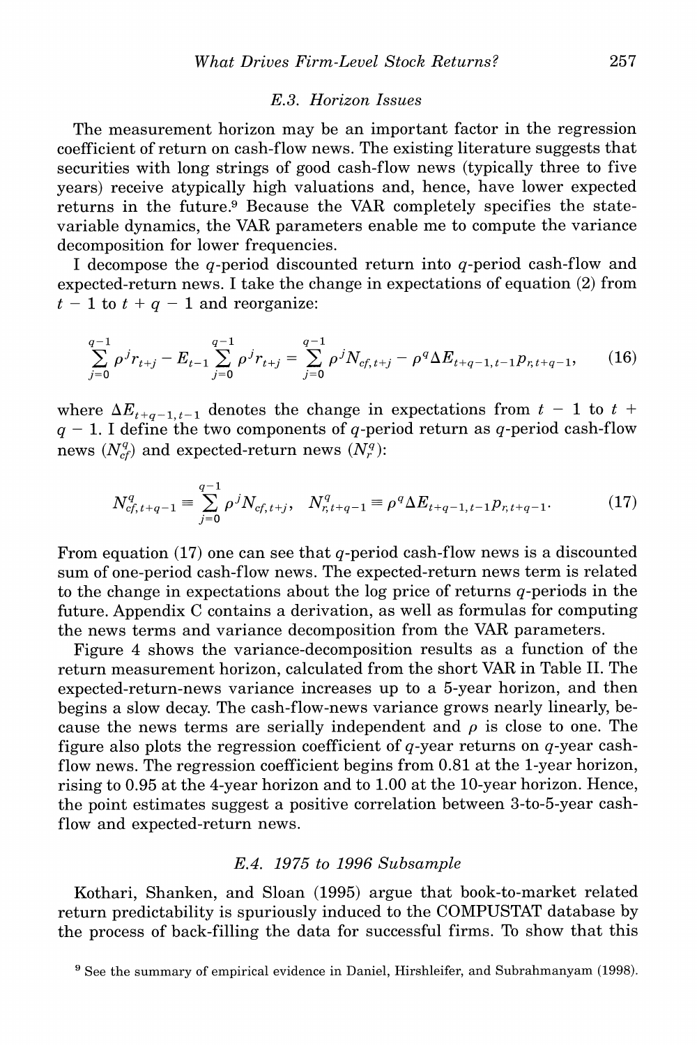### E.3. Horizon Issues

The measurement horizon may be an important factor in the regression coefficient of return on cash-flow news. The existing literature suggests that securities with long strings of good cash-flow news (typically three to five years) receive atypically high valuations and, hence, have lower expected returns in the future.[9] Because the VAR completely specifies the state-variable dynamics, the VAR parameters enable me to compute the variance decomposition for lower frequencies.

I decompose the $q$-period discounted return into $q$-period cash-flow and expected-return news. I take the change in expectations of equation (2) from $t-1$ to $t+q-1$ and reorganize:

$$\sum_{j=0}^{q-1} \rho^j r_{t+j} - E_{t-1} \sum_{j=0}^{q-1} \rho^j r_{t+j} = \sum_{j=0}^{q-1} \rho^j N_{cf,t+j} - \rho^q \Delta E_{t+q-1,t-1} p_{r,t+q-1}, \tag{16}$$

where $\Delta E_{t+q-1,t-1}$ denotes the change in expectations from $t-1$ to $t+q-1$. I define the two components of $q$-period return as $q$-period cash-flow news ($N_{cf}^q$) and expected-return news ($N_r^q$):

$$N_{cf,t+q-1}^q \equiv \sum_{j=0}^{q-1} \rho^j N_{cf,t+j}, \quad N_{r,t+q-1}^q \equiv \rho^q \Delta E_{t+q-1,t-1} p_{r,t+q-1}. \tag{17}$$

From equation (17) one can see that $q$-period cash-flow news is a discounted sum of one-period cash-flow news. The expected-return news term is related to the change in expectations about the log price of returns $q$-periods in the future. Appendix C contains a derivation, as well as formulas for computing the news terms and variance decomposition from the VAR parameters.

Figure 4 shows the variance-decomposition results as a function of the return measurement horizon, calculated from the short VAR in Table II. The expected-return-news variance increases up to a 5-year horizon, and then begins a slow decay. The cash-flow-news variance grows nearly linearly, because the news terms are serially independent and $\rho$ is close to one. The figure also plots the regression coefficient of $q$-year returns on $q$-year cash-flow news. The regression coefficient begins from 0.81 at the 1-year horizon, rising to 0.95 at the 4-year horizon and to 1.00 at the 10-year horizon. Hence, the point estimates suggest a positive correlation between 3-to-5-year cash-flow and expected-return news.

### E.4. 1975 to 1996 Subsample

Kothari, Shanken, and Sloan (1995) argue that book-to-market related return predictability is spuriously induced to the COMPUSTAT database by the process of back-filling the data for successful firms. To show that this

[9] See the summary of empirical evidence in Daniel, Hirshleifer, and Subrahmanyam (1998).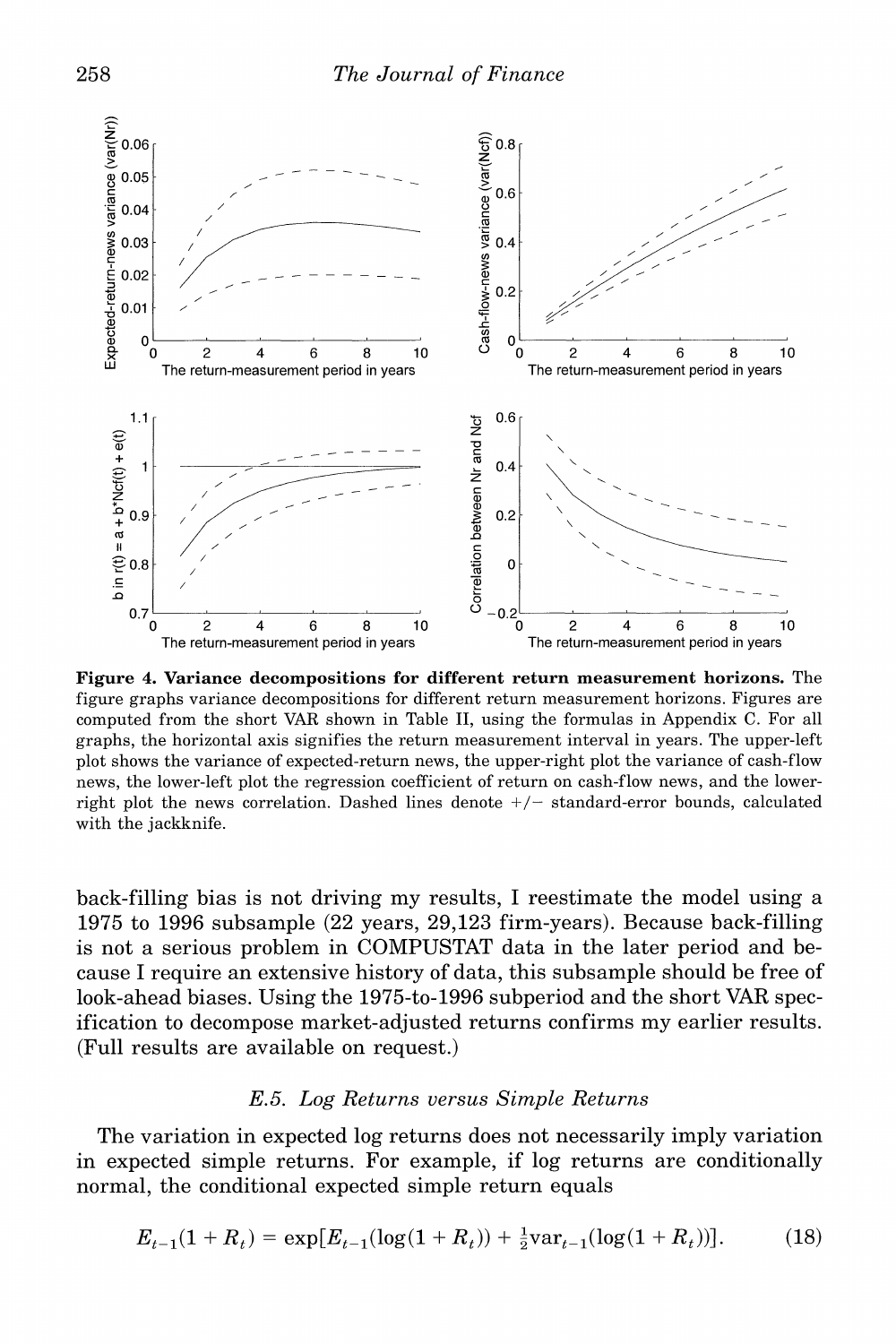**Figure 4. Variance decompositions for different return measurement horizons.** The figure graphs variance decompositions for different return measurement horizons. Figures are computed from the short VAR shown in Table II, using the formulas in Appendix C. For all graphs, the horizontal axis signifies the return measurement interval in years. The upper-left plot shows the variance of expected-return news, the upper-right plot the variance of cash-flow news, the lower-left plot the regression coefficient of return on cash-flow news, and the lower-right plot the news correlation. Dashed lines denote +/− standard-error bounds, calculated with the jackknife.

back-filling bias is not driving my results, I reestimate the model using a 1975 to 1996 subsample (22 years, 29,123 firm-years). Because back-filling is not a serious problem in COMPUSTAT data in the later period and because I require an extensive history of data, this subsample should be free of look-ahead biases. Using the 1975-to-1996 subperiod and the short VAR specification to decompose market-adjusted returns confirms my earlier results. (Full results are available on request.)

### *E.5. Log Returns versus Simple Returns*

The variation in expected log returns does not necessarily imply variation in expected simple returns. For example, if log returns are conditionally normal, the conditional expected simple return equals

$$E_{t-1}(1 + R_t) = \exp[E_{t-1}(\log(1 + R_t)) + \tfrac{1}{2}\text{var}_{t-1}(\log(1 + R_t))]. \tag{18}$$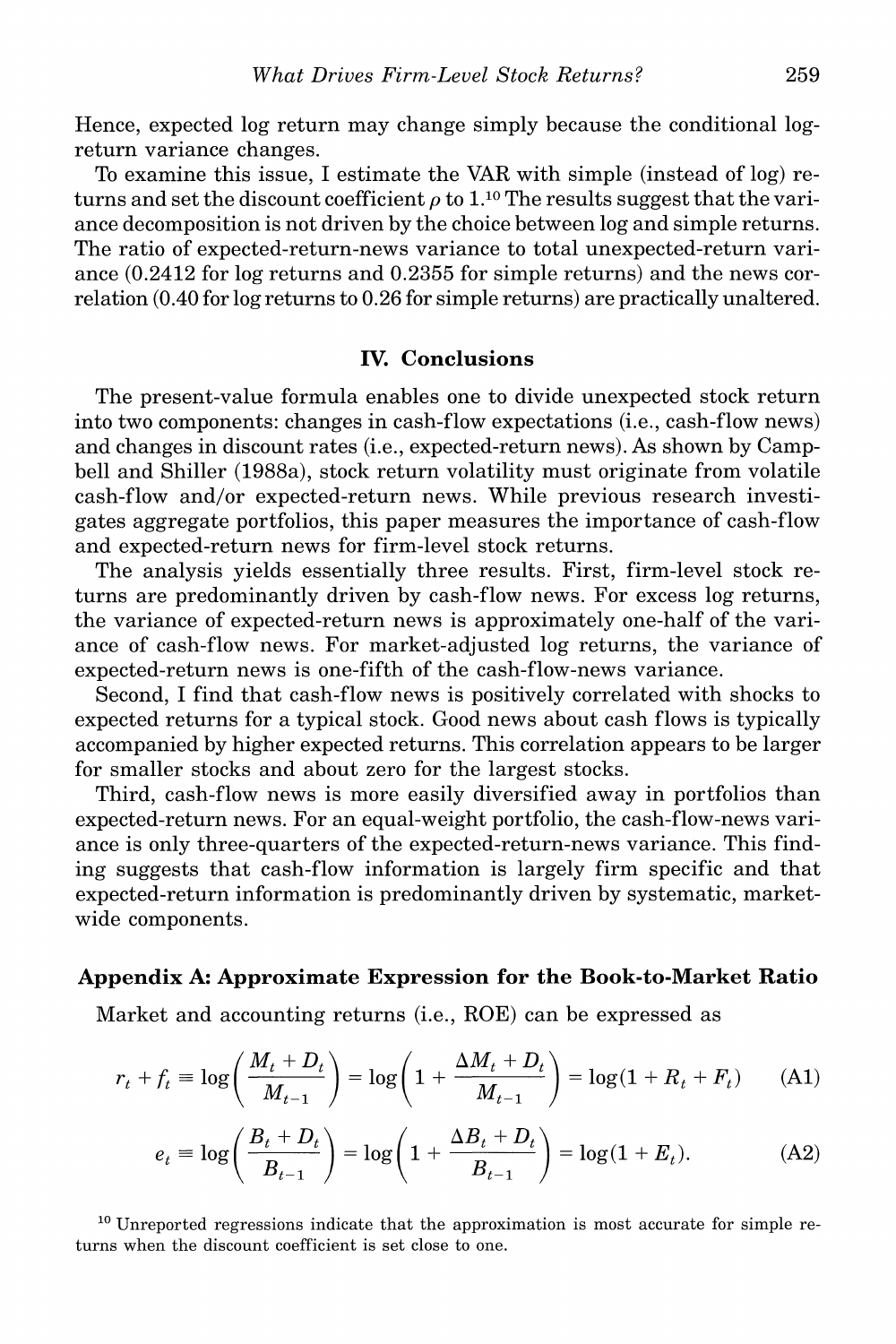Hence, expected log return may change simply because the conditional log-return variance changes.

To examine this issue, I estimate the VAR with simple (instead of log) returns and set the discount coefficient $\rho$ to 1.[10] The results suggest that the variance decomposition is not driven by the choice between log and simple returns. The ratio of expected-return-news variance to total unexpected-return variance (0.2412 for log returns and 0.2355 for simple returns) and the news correlation (0.40 for log returns to 0.26 for simple returns) are practically unaltered.

## IV. Conclusions

The present-value formula enables one to divide unexpected stock return into two components: changes in cash-flow expectations (i.e., cash-flow news) and changes in discount rates (i.e., expected-return news). As shown by Campbell and Shiller (1988a), stock return volatility must originate from volatile cash-flow and/or expected-return news. While previous research investigates aggregate portfolios, this paper measures the importance of cash-flow and expected-return news for firm-level stock returns.

The analysis yields essentially three results. First, firm-level stock returns are predominantly driven by cash-flow news. For excess log returns, the variance of expected-return news is approximately one-half of the variance of cash-flow news. For market-adjusted log returns, the variance of expected-return news is one-fifth of the cash-flow-news variance.

Second, I find that cash-flow news is positively correlated with shocks to expected returns for a typical stock. Good news about cash flows is typically accompanied by higher expected returns. This correlation appears to be larger for smaller stocks and about zero for the largest stocks.

Third, cash-flow news is more easily diversified away in portfolios than expected-return news. For an equal-weight portfolio, the cash-flow-news variance is only three-quarters of the expected-return-news variance. This finding suggests that cash-flow information is largely firm specific and that expected-return information is predominantly driven by systematic, market-wide components.

### Appendix A: Approximate Expression for the Book-to-Market Ratio

Market and accounting returns (i.e., ROE) can be expressed as

$$r_t + f_t \equiv \log\left(\frac{M_t + D_t}{M_{t-1}}\right) = \log\left(1 + \frac{\Delta M_t + D_t}{M_{t-1}}\right) = \log(1 + R_t + F_t) \qquad \text{(A1)}$$

$$e_t \equiv \log\left(\frac{B_t + D_t}{B_{t-1}}\right) = \log\left(1 + \frac{\Delta B_t + D_t}{B_{t-1}}\right) = \log(1 + E_t). \qquad \text{(A2)}$$

[10] Unreported regressions indicate that the approximation is most accurate for simple returns when the discount coefficient is set close to one.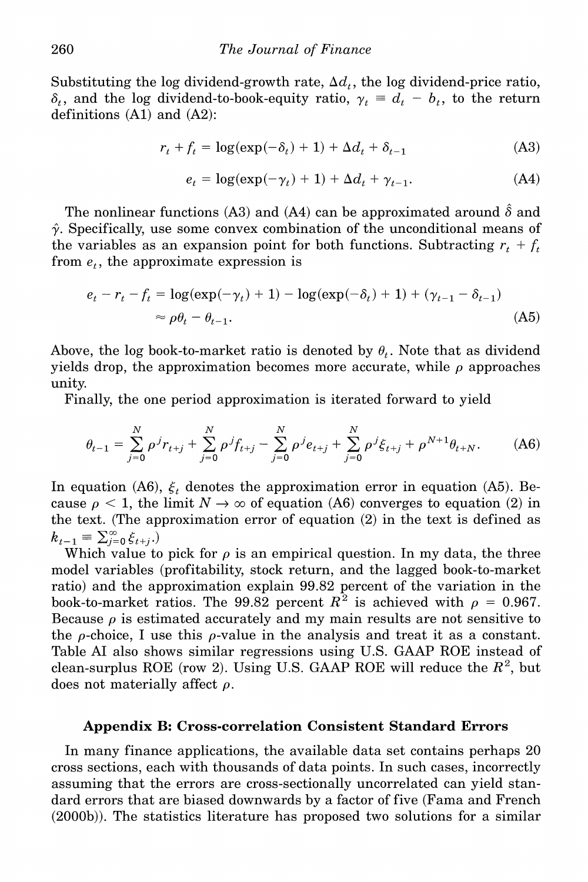Substituting the log dividend-growth rate, $\Delta d_t$, the log dividend-price ratio, $\delta_t$, and the log dividend-to-book-equity ratio, $\gamma_t \equiv d_t - b_t$, to the return definitions (A1) and (A2):

$$r_t + f_t = \log(\exp(-\delta_t) + 1) + \Delta d_t + \delta_{t-1} \tag{A3}$$

$$e_t = \log(\exp(-\gamma_t) + 1) + \Delta d_t + \gamma_{t-1}. \tag{A4}$$

The nonlinear functions (A3) and (A4) can be approximated around $\hat{\delta}$ and $\hat{\gamma}$. Specifically, use some convex combination of the unconditional means of the variables as an expansion point for both functions. Subtracting $r_t + f_t$ from $e_t$, the approximate expression is

$$\begin{aligned} e_t - r_t - f_t &= \log(\exp(-\gamma_t) + 1) - \log(\exp(-\delta_t) + 1) + (\gamma_{t-1} - \delta_{t-1}) \\ &\approx \rho\theta_t - \theta_{t-1}. \end{aligned} \tag{A5}$$

Above, the log book-to-market ratio is denoted by $\theta_t$. Note that as dividend yields drop, the approximation becomes more accurate, while $\rho$ approaches unity.

Finally, the one period approximation is iterated forward to yield

$$\theta_{t-1} = \sum_{j=0}^{N} \rho^j r_{t+j} + \sum_{j=0}^{N} \rho^j f_{t+j} - \sum_{j=0}^{N} \rho^j e_{t+j} + \sum_{j=0}^{N} \rho^j \xi_{t+j} + \rho^{N+1}\theta_{t+N}. \tag{A6}$$

In equation (A6), $\xi_t$ denotes the approximation error in equation (A5). Because $\rho < 1$, the limit $N \to \infty$ of equation (A6) converges to equation (2) in the text. (The approximation error of equation (2) in the text is defined as $k_{t-1} \equiv \sum_{j=0}^{\infty} \xi_{t+j}$.)

Which value to pick for $\rho$ is an empirical question. In my data, the three model variables (profitability, stock return, and the lagged book-to-market ratio) and the approximation explain 99.82 percent of the variation in the book-to-market ratios. The 99.82 percent $R^2$ is achieved with $\rho = 0.967$. Because $\rho$ is estimated accurately and my main results are not sensitive to the $\rho$-choice, I use this $\rho$-value in the analysis and treat it as a constant. Table AI also shows similar regressions using U.S. GAAP ROE instead of clean-surplus ROE (row 2). Using U.S. GAAP ROE will reduce the $R^2$, but does not materially affect $\rho$.

## Appendix B: Cross-correlation Consistent Standard Errors

In many finance applications, the available data set contains perhaps 20 cross sections, each with thousands of data points. In such cases, incorrectly assuming that the errors are cross-sectionally uncorrelated can yield standard errors that are biased downwards by a factor of five (Fama and French (2000b)). The statistics literature has proposed two solutions for a similar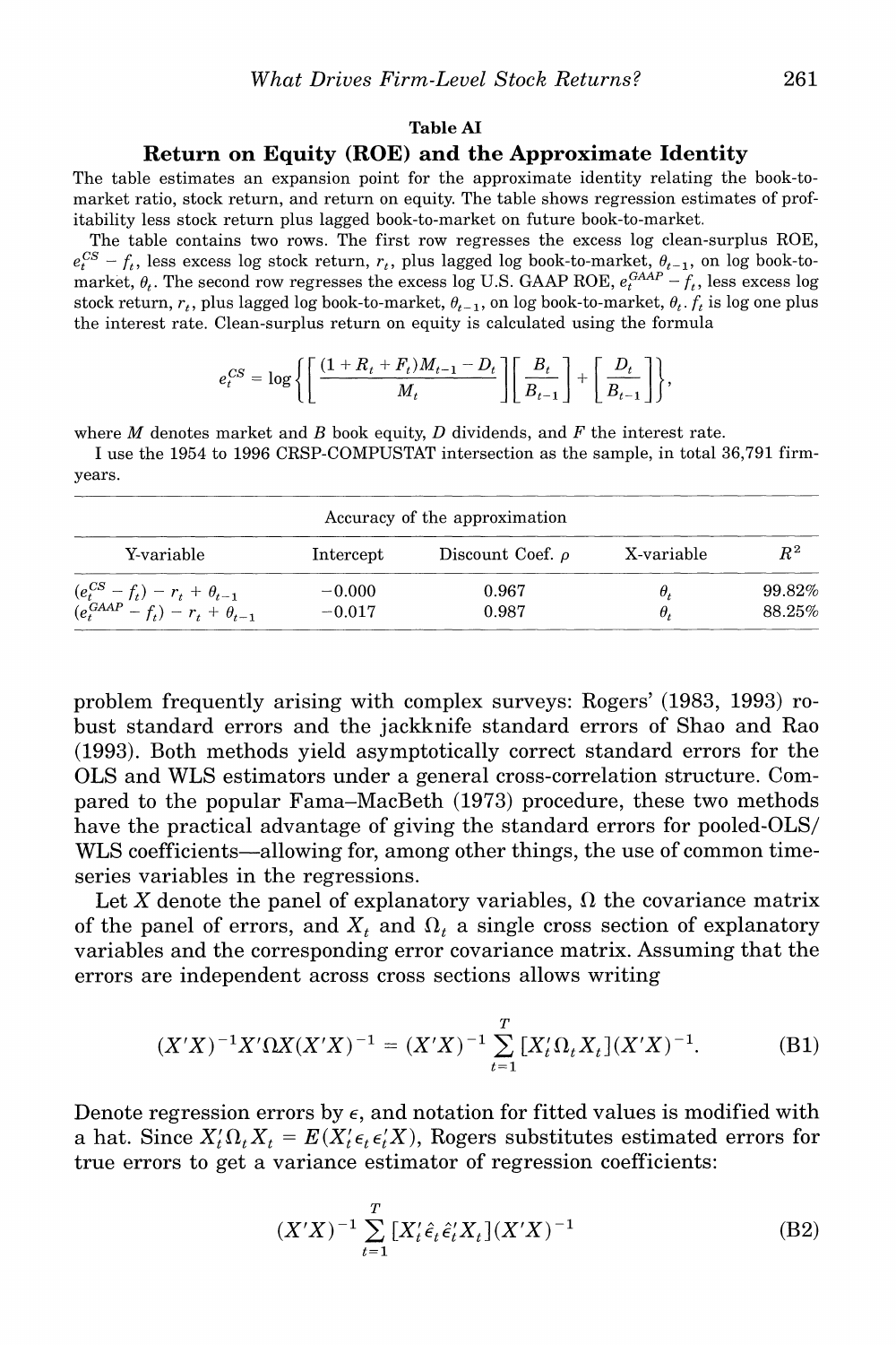### Table AI

### Return on Equity (ROE) and the Approximate Identity

The table estimates an expansion point for the approximate identity relating the book-to-market ratio, stock return, and return on equity. The table shows regression estimates of profitability less stock return plus lagged book-to-market on future book-to-market.

The table contains two rows. The first row regresses the excess log clean-surplus ROE, $e_t^{CS} - f_t$, less excess log stock return, $r_t$, plus lagged log book-to-market, $\theta_{t-1}$, on log book-to-market, $\theta_t$. The second row regresses the excess log U.S. GAAP ROE, $e_t^{GAAP} - f_t$, less excess log stock return, $r_t$, plus lagged book-to-market, $\theta_{t-1}$, on log book-to-market, $\theta_t$. $f_t$ is log one plus the interest rate. Clean-surplus return on equity is calculated using the formula

$$e_t^{CS} = \log\left\{\left[\frac{(1 + R_t + F_t)M_{t-1} - D_t}{M_t}\right]\left[\frac{B_t}{B_{t-1}}\right] + \left[\frac{D_t}{B_{t-1}}\right]\right\},$$

where $M$ denotes market and $B$ book equity, $D$ dividends, and $F$ the interest rate.

I use the 1954 to 1996 CRSP-COMPUSTAT intersection as the sample, in total 36,791 firm-years.

| Accuracy of the approximation | | | | |
|---|---|---|---|---|
| Y-variable | Intercept | Discount Coef. $\rho$ | X-variable | $R^2$ |
| $(e_t^{CS} - f_t) - r_t + \theta_{t-1}$ | −0.000 | 0.967 | $\theta_t$ | 99.82% |
| $(e_t^{GAAP} - f_t) - r_t + \theta_{t-1}$ | −0.017 | 0.987 | $\theta_t$ | 88.25% |

problem frequently arising with complex surveys: Rogers' (1983, 1993) robust standard errors and the jackknife standard errors of Shao and Rao (1993). Both methods yield asymptotically correct standard errors for the OLS and WLS estimators under a general cross-correlation structure. Compared to the popular Fama–MacBeth (1973) procedure, these two methods have the practical advantage of giving the standard errors for pooled-OLS/WLS coefficients—allowing for, among other things, the use of common time-series variables in the regressions.

Let $X$ denote the panel of explanatory variables, $\Omega$ the covariance matrix of the panel of errors, and $X_t$ and $\Omega_t$ a single cross section of explanatory variables and the corresponding error covariance matrix. Assuming that the errors are independent across cross sections allows writing

$$(X'X)^{-1}X'\Omega X(X'X)^{-1} = (X'X)^{-1}\sum_{t=1}^{T}[X_t'\Omega_t X_t](X'X)^{-1}. \tag{B1}$$

Denote regression errors by $\epsilon$, and notation for fitted values is modified with a hat. Since $X_t'\Omega_t X_t = E(X_t'\epsilon_t\epsilon_t'X)$, Rogers substitutes estimated errors for true errors to get a variance estimator of regression coefficients:

$$(X'X)^{-1}\sum_{t=1}^{T}[X_t'\hat{\epsilon}_t\hat{\epsilon}_t'X_t](X'X)^{-1} \tag{B2}$$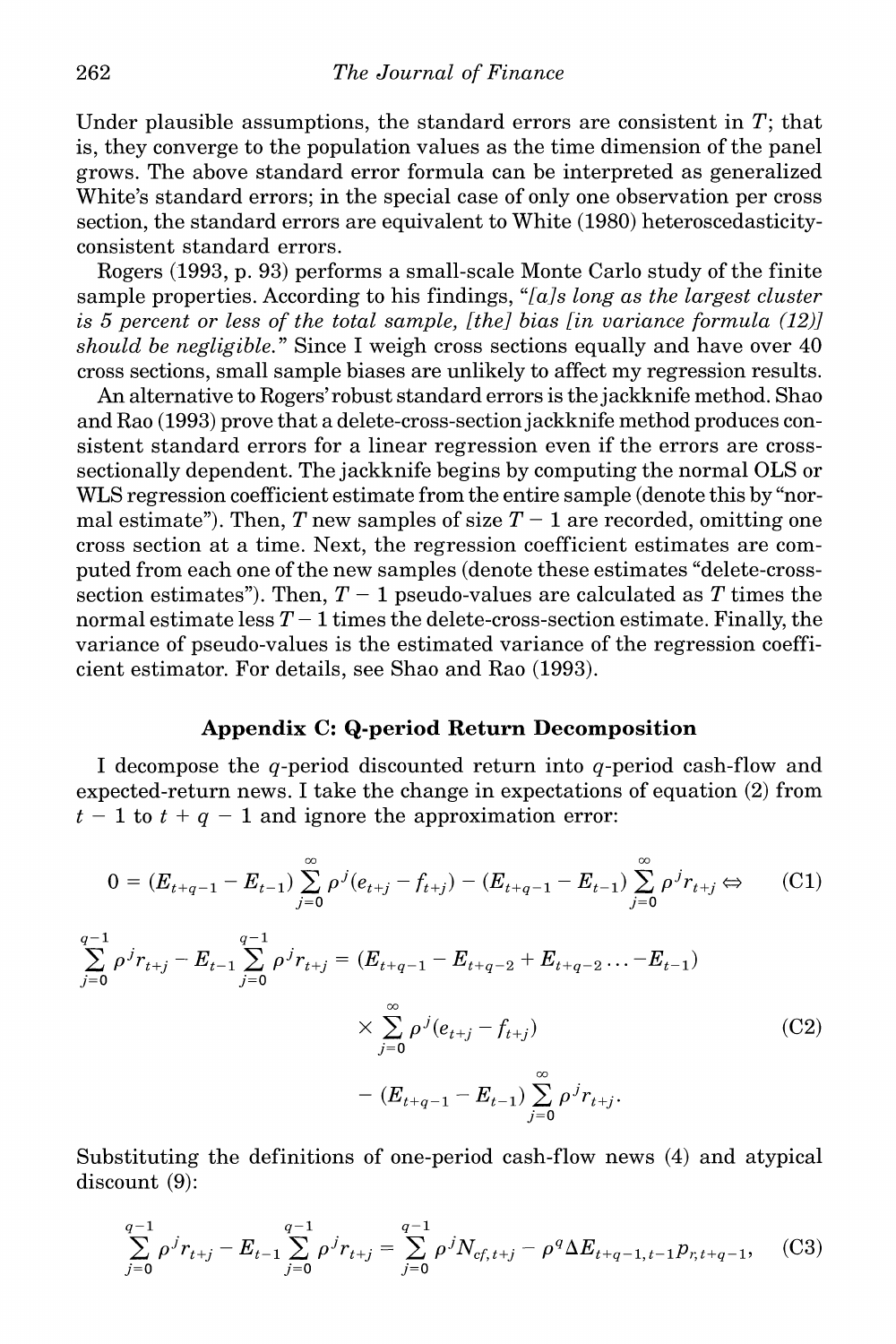Under plausible assumptions, the standard errors are consistent in $T$; that is, they converge to the population values as the time dimension of the panel grows. The above standard error formula can be interpreted as generalized White's standard errors; in the special case of only one observation per cross section, the standard errors are equivalent to White (1980) heteroscedasticity-consistent standard errors.

Rogers (1993, p. 93) performs a small-scale Monte Carlo study of the finite sample properties. According to his findings, "*[a]s long as the largest cluster is 5 percent or less of the total sample, [the] bias [in variance formula (12)] should be negligible.*" Since I weigh cross sections equally and have over 40 cross sections, small sample biases are unlikely to affect my regression results.

An alternative to Rogers' robust standard errors is the jackknife method. Shao and Rao (1993) prove that a delete-cross-section jackknife method produces consistent standard errors for a linear regression even if the errors are cross-sectionally dependent. The jackknife begins by computing the normal OLS or WLS regression coefficient estimate from the entire sample (denote this by "normal estimate"). Then, $T$ new samples of size $T - 1$ are recorded, omitting one cross section at a time. Next, the regression coefficient estimates are computed from each one of the new samples (denote these estimates "delete-cross-section estimates"). Then, $T - 1$ pseudo-values are calculated as $T$ times the normal estimate less $T - 1$ times the delete-cross-section estimate. Finally, the variance of pseudo-values is the estimated variance of the regression coefficient estimator. For details, see Shao and Rao (1993).

## Appendix C: Q-period Return Decomposition

I decompose the $q$-period discounted return into $q$-period cash-flow and expected-return news. I take the change in expectations of equation (2) from $t - 1$ to $t + q - 1$ and ignore the approximation error:

$$0 = (E_{t+q-1} - E_{t-1}) \sum_{j=0}^{\infty} \rho^j (e_{t+j} - f_{t+j}) - (E_{t+q-1} - E_{t-1}) \sum_{j=0}^{\infty} \rho^j r_{t+j} \Leftrightarrow \tag{C1}$$

$$\begin{aligned} \sum_{j=0}^{q-1} \rho^j r_{t+j} - E_{t-1} \sum_{j=0}^{q-1} \rho^j r_{t+j} = {} & (E_{t+q-1} - E_{t+q-2} + E_{t+q-2} \ldots - E_{t-1}) \\ & \times \sum_{j=0}^{\infty} \rho^j (e_{t+j} - f_{t+j}) \\ & - (E_{t+q-1} - E_{t-1}) \sum_{j=0}^{\infty} \rho^j r_{t+j}. \end{aligned} \tag{C2}$$

Substituting the definitions of one-period cash-flow news (4) and atypical discount (9):

$$\sum_{j=0}^{q-1} \rho^j r_{t+j} - E_{t-1} \sum_{j=0}^{q-1} \rho^j r_{t+j} = \sum_{j=0}^{q-1} \rho^j N_{cf,t+j} - \rho^q \Delta E_{t+q-1,t-1} p_{r,t+q-1}, \tag{C3}$$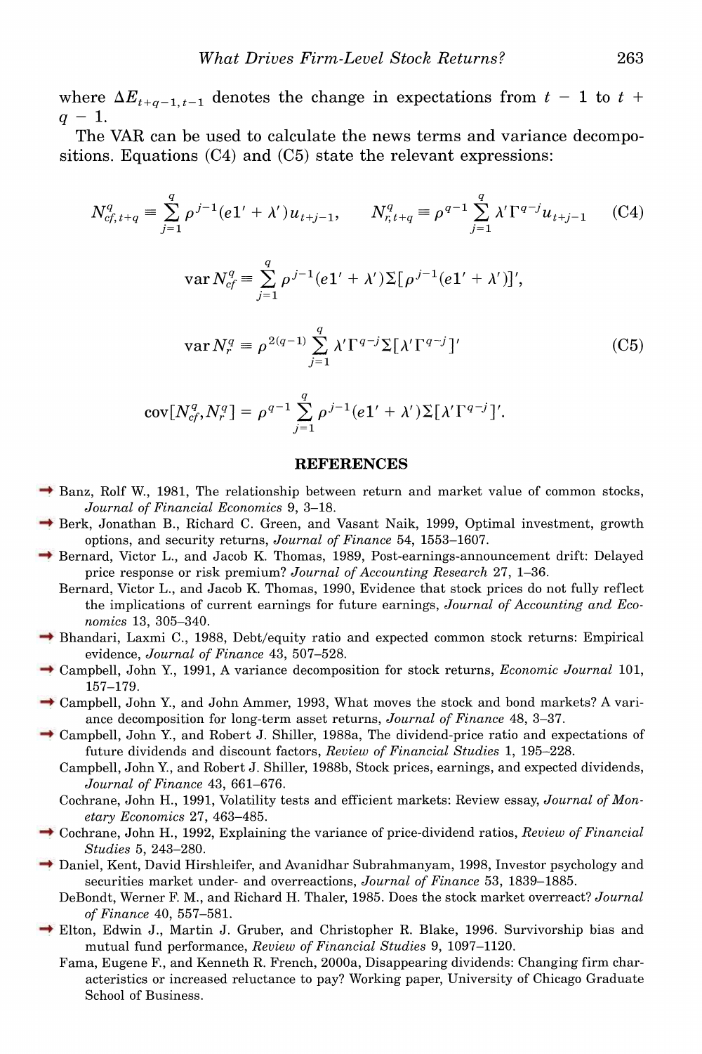where $\Delta E_{t+q-1,t-1}$ denotes the change in expectations from $t-1$ to $t+q-1$.

The VAR can be used to calculate the news terms and variance decompositions. Equations (C4) and (C5) state the relevant expressions:

$$N^q_{cf,t+q} \equiv \sum_{j=1}^{q} \rho^{j-1}(e1' + \lambda')u_{t+j-1}, \qquad N^q_{r,t+q} \equiv \rho^{q-1}\sum_{j=1}^{q} \lambda'\Gamma^{q-j}u_{t+j-1} \tag{C4}$$

$$\operatorname{var} N^q_{cf} \equiv \sum_{j=1}^{q} \rho^{j-1}(e1' + \lambda')\Sigma[\rho^{j-1}(e1' + \lambda')]',$$

$$\operatorname{var} N^q_{r} \equiv \rho^{2(q-1)}\sum_{j=1}^{q} \lambda'\Gamma^{q-j}\Sigma[\lambda'\Gamma^{q-j}]' \tag{C5}$$

$$\operatorname{cov}[N^q_{cf}, N^q_{r}] = \rho^{q-1}\sum_{j=1}^{q} \rho^{j-1}(e1' + \lambda')\Sigma[\lambda'\Gamma^{q-j}]'.$$

## REFERENCES

Banz, Rolf W., 1981, The relationship between return and market value of common stocks, *Journal of Financial Economics* 9, 3–18.

Berk, Jonathan B., Richard C. Green, and Vasant Naik, 1999, Optimal investment, growth options, and security returns, *Journal of Finance* 54, 1553–1607.

Bernard, Victor L., and Jacob K. Thomas, 1989, Post-earnings-announcement drift: Delayed price response or risk premium? *Journal of Accounting Research* 27, 1–36.

Bernard, Victor L., and Jacob K. Thomas, 1990, Evidence that stock prices do not fully reflect the implications of current earnings for future earnings, *Journal of Accounting and Economics* 13, 305–340.

Bhandari, Laxmi C., 1988, Debt/equity ratio and expected common stock returns: Empirical evidence, *Journal of Finance* 43, 507–528.

Campbell, John Y., 1991, A variance decomposition for stock returns, *Economic Journal* 101, 157–179.

Campbell, John Y., and John Ammer, 1993, What moves the stock and bond markets? A variance decomposition for long-term asset returns, *Journal of Finance* 48, 3–37.

Campbell, John Y., and Robert J. Shiller, 1988a, The dividend-price ratio and expectations of future dividends and discount factors, *Review of Financial Studies* 1, 195–228.

Campbell, John Y., and Robert J. Shiller, 1988b, Stock prices, earnings, and expected dividends, *Journal of Finance* 43, 661–676.

Cochrane, John H., 1991, Volatility tests and efficient markets: Review essay, *Journal of Monetary Economics* 27, 463–485.

Cochrane, John H., 1992, Explaining the variance of price-dividend ratios, *Review of Financial Studies* 5, 243–280.

Daniel, Kent, David Hirshleifer, and Avanidhar Subrahmanyam, 1998, Investor psychology and securities market under- and overreactions, *Journal of Finance* 53, 1839–1885.

DeBondt, Werner F. M., and Richard H. Thaler, 1985. Does the stock market overreact? *Journal of Finance* 40, 557–581.

Elton, Edwin J., Martin J. Gruber, and Christopher R. Blake, 1996. Survivorship bias and mutual fund performance, *Review of Financial Studies* 9, 1097–1120.

Fama, Eugene F., and Kenneth R. French, 2000a, Disappearing dividends: Changing firm characteristics or increased reluctance to pay? Working paper, University of Chicago Graduate School of Business.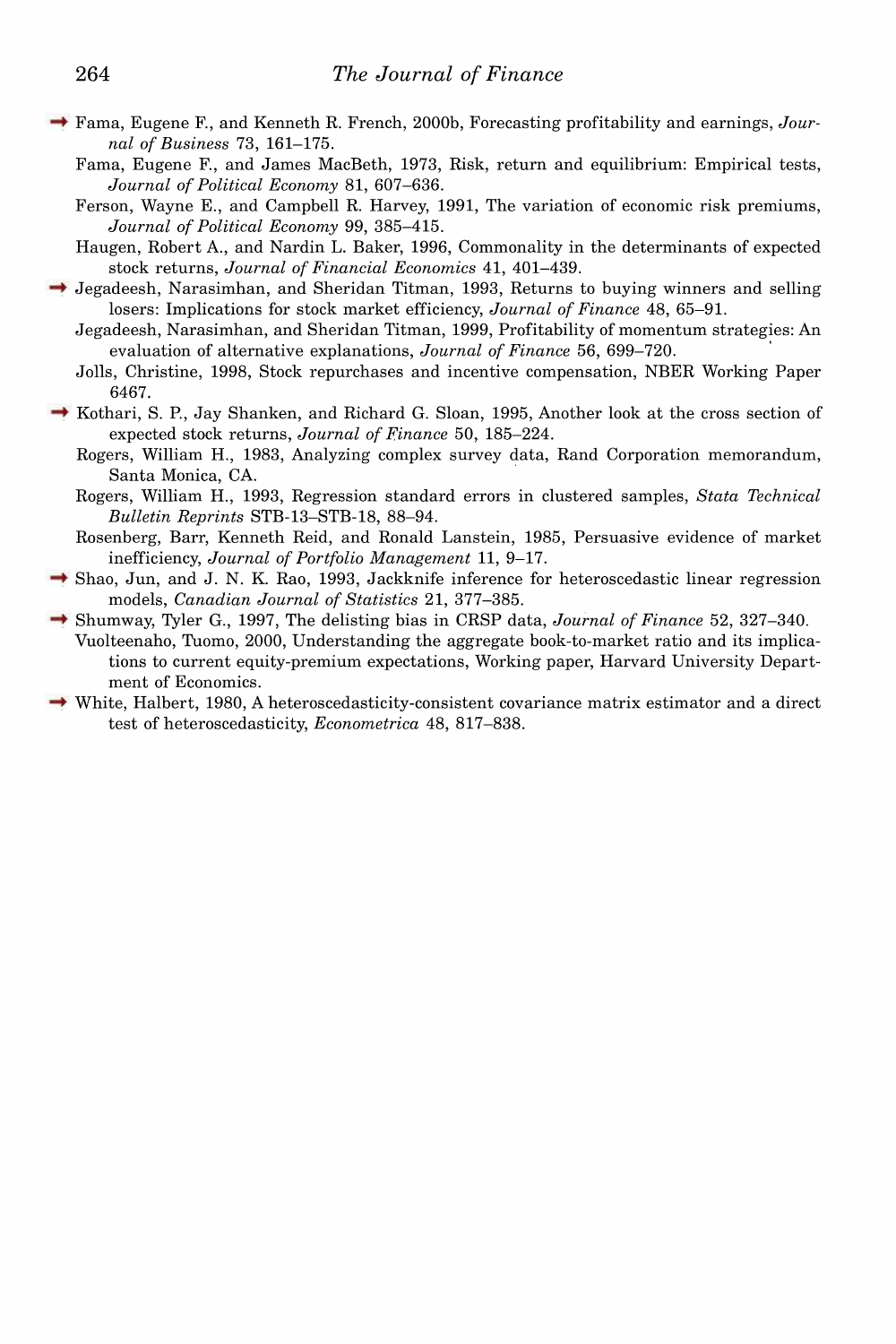Fama, Eugene F., and Kenneth R. French, 2000b, Forecasting profitability and earnings, *Journal of Business* 73, 161–175.

Fama, Eugene F., and James MacBeth, 1973, Risk, return and equilibrium: Empirical tests, *Journal of Political Economy* 81, 607–636.

Ferson, Wayne E., and Campbell R. Harvey, 1991, The variation of economic risk premiums, *Journal of Political Economy* 99, 385–415.

Haugen, Robert A., and Nardin L. Baker, 1996, Commonality in the determinants of expected stock returns, *Journal of Financial Economics* 41, 401–439.

Jegadeesh, Narasimhan, and Sheridan Titman, 1993, Returns to buying winners and selling losers: Implications for stock market efficiency, *Journal of Finance* 48, 65–91.

Jegadeesh, Narasimhan, and Sheridan Titman, 1999, Profitability of momentum strategies: An evaluation of alternative explanations, *Journal of Finance* 56, 699–720.

Jolls, Christine, 1998, Stock repurchases and incentive compensation, NBER Working Paper 6467.

Kothari, S. P., Jay Shanken, and Richard G. Sloan, 1995, Another look at the cross section of expected stock returns, *Journal of Finance* 50, 185–224.

Rogers, William H., 1983, Analyzing complex survey data, Rand Corporation memorandum, Santa Monica, CA.

Rogers, William H., 1993, Regression standard errors in clustered samples, *Stata Technical Bulletin Reprints* STB-13–STB-18, 88–94.

Rosenberg, Barr, Kenneth Reid, and Ronald Lanstein, 1985, Persuasive evidence of market inefficiency, *Journal of Portfolio Management* 11, 9–17.

Shao, Jun, and J. N. K. Rao, 1993, Jackknife inference for heteroscedastic linear regression models, *Canadian Journal of Statistics* 21, 377–385.

Shumway, Tyler G., 1997, The delisting bias in CRSP data, *Journal of Finance* 52, 327–340.

Vuolteenaho, Tuomo, 2000, Understanding the aggregate book-to-market ratio and its implications to current equity-premium expectations, Working paper, Harvard University Department of Economics.

White, Halbert, 1980, A heteroscedasticity-consistent covariance matrix estimator and a direct test of heteroscedasticity, *Econometrica* 48, 817–838.